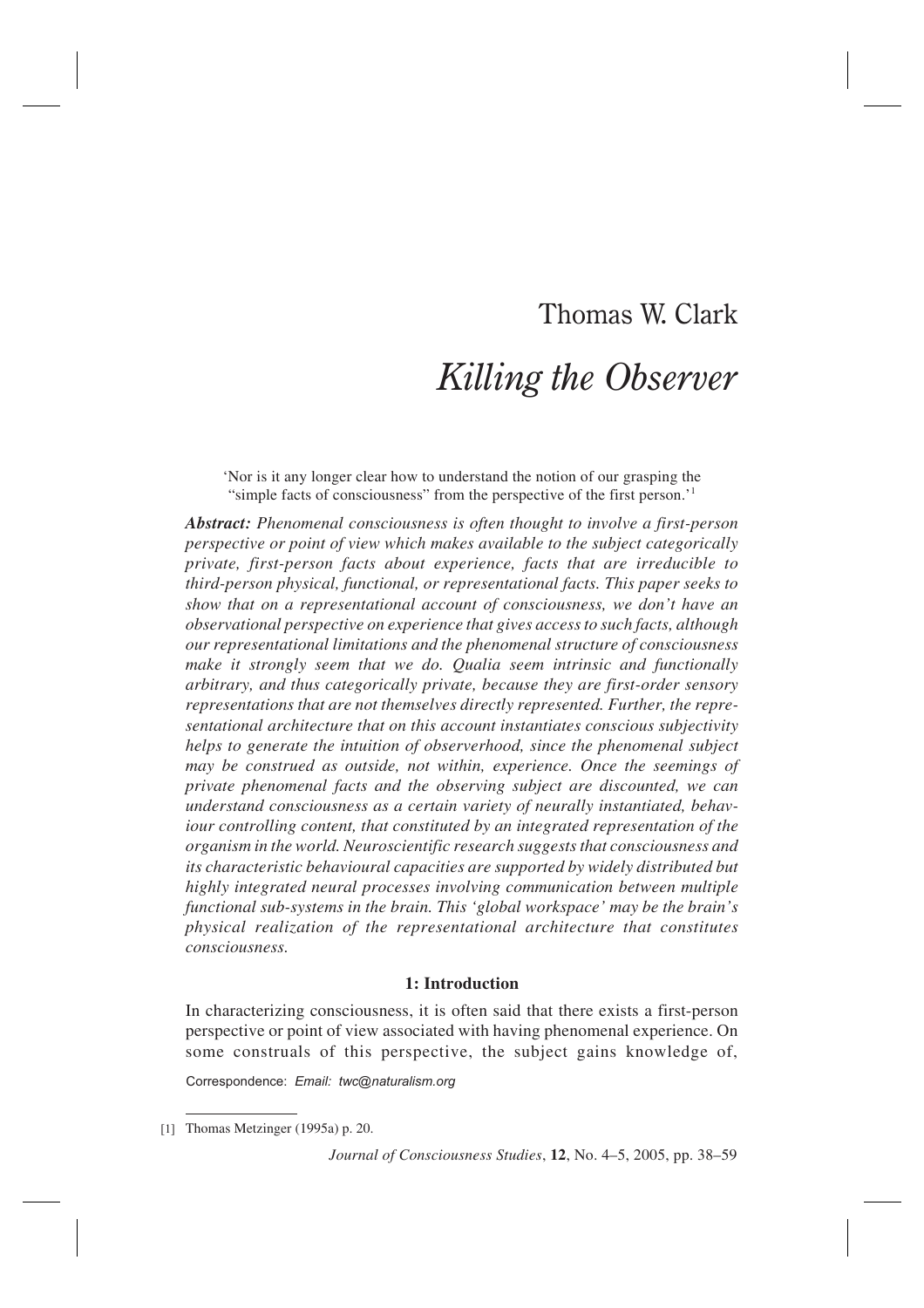# Thomas W. Clark

# *Killing the Observer*

'Nor is it any longer clear how to understand the notion of our grasping the "simple facts of consciousness" from the perspective of the first person.'[1]

***Abstract:*** *Phenomenal consciousness is often thought to involve a first-person perspective or point of view which makes available to the subject categorically private, first-person facts about experience, facts that are irreducible to third-person physical, functional, or representational facts. This paper seeks to show that on a representational account of consciousness, we don't have an observational perspective on experience that gives access to such facts, although our representational limitations and the phenomenal structure of consciousness make it strongly seem that we do. Qualia seem intrinsic and functionally arbitrary, and thus categorically private, because they are first-order sensory representations that are not themselves directly represented. Further, the representational architecture that on this account instantiates conscious subjectivity helps to generate the intuition of observerhood, since the phenomenal subject may be construed as outside, not within, experience. Once the seemings of private phenomenal facts and the observing subject are discounted, we can understand consciousness as a certain variety of neurally instantiated, behaviour controlling content, that constituted by an integrated representation of the organism in the world. Neuroscientific research suggests that consciousness and its characteristic behavioural capacities are supported by widely distributed but highly integrated neural processes involving communication between multiple functional sub-systems in the brain. This 'global workspace' may be the brain's physical realization of the representational architecture that constitutes consciousness.*

## 1: Introduction

In characterizing consciousness, it is often said that there exists a first-person perspective or point of view associated with having phenomenal experience. On some construals of this perspective, the subject gains knowledge of,

Correspondence: *Email: twc@naturalism.org*

[1] Thomas Metzinger (1995a) p. 20.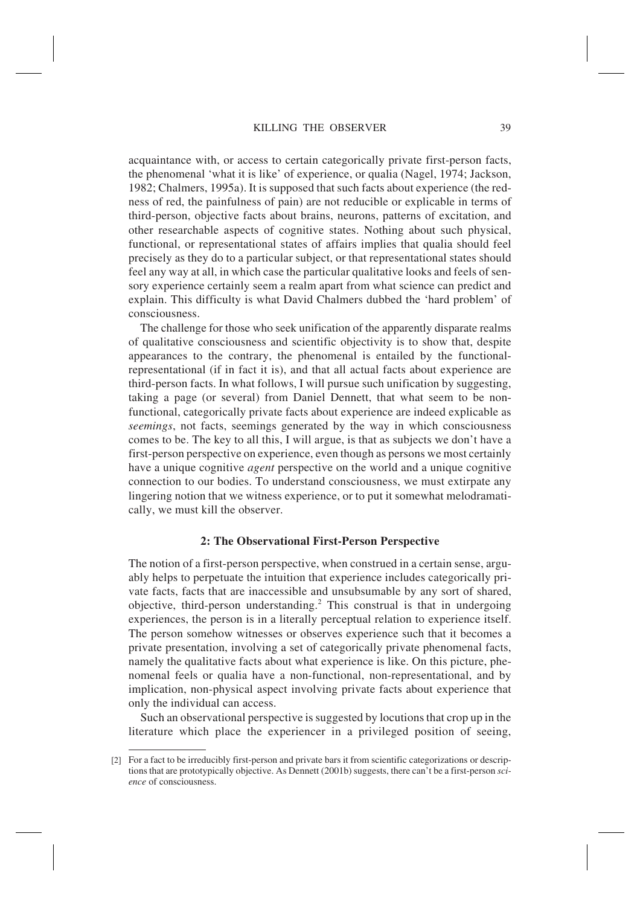acquaintance with, or access to certain categorically private first-person facts, the phenomenal 'what it is like' of experience, or qualia (Nagel, 1974; Jackson, 1982; Chalmers, 1995a). It is supposed that such facts about experience (the redness of red, the painfulness of pain) are not reducible or explicable in terms of third-person, objective facts about brains, neurons, patterns of excitation, and other researchable aspects of cognitive states. Nothing about such physical, functional, or representational states of affairs implies that qualia should feel precisely as they do to a particular subject, or that representational states should feel any way at all, in which case the particular qualitative looks and feels of sensory experience certainly seem a realm apart from what science can predict and explain. This difficulty is what David Chalmers dubbed the 'hard problem' of consciousness.

The challenge for those who seek unification of the apparently disparate realms of qualitative consciousness and scientific objectivity is to show that, despite appearances to the contrary, the phenomenal is entailed by the functional-representational (if in fact it is), and that all actual facts about experience are third-person facts. In what follows, I will pursue such unification by suggesting, taking a page (or several) from Daniel Dennett, that what seem to be non-functional, categorically private facts about experience are indeed explicable as *seemings*, not facts, seemings generated by the way in which consciousness comes to be. The key to all this, I will argue, is that as subjects we don't have a first-person perspective on experience, even though as persons we most certainly have a unique cognitive *agent* perspective on the world and a unique cognitive connection to our bodies. To understand consciousness, we must extirpate any lingering notion that we witness experience, or to put it somewhat melodramatically, we must kill the observer.

## 2: The Observational First-Person Perspective

The notion of a first-person perspective, when construed in a certain sense, arguably helps to perpetuate the intuition that experience includes categorically private facts, facts that are inaccessible and unsubsumable by any sort of shared, objective, third-person understanding.[2] This construal is that in undergoing experiences, the person is in a literally perceptual relation to experience itself. The person somehow witnesses or observes experience such that it becomes a private presentation, involving a set of categorically private phenomenal facts, namely the qualitative facts about what experience is like. On this picture, phenomenal feels or qualia have a non-functional, non-representational, and by implication, non-physical aspect involving private facts about experience that only the individual can access.

Such an observational perspective is suggested by locutions that crop up in the literature which place the experiencer in a privileged position of seeing,

[2] For a fact to be irreducibly first-person and private bars it from scientific categorizations or descriptions that are prototypically objective. As Dennett (2001b) suggests, there can't be a first-person *science* of consciousness.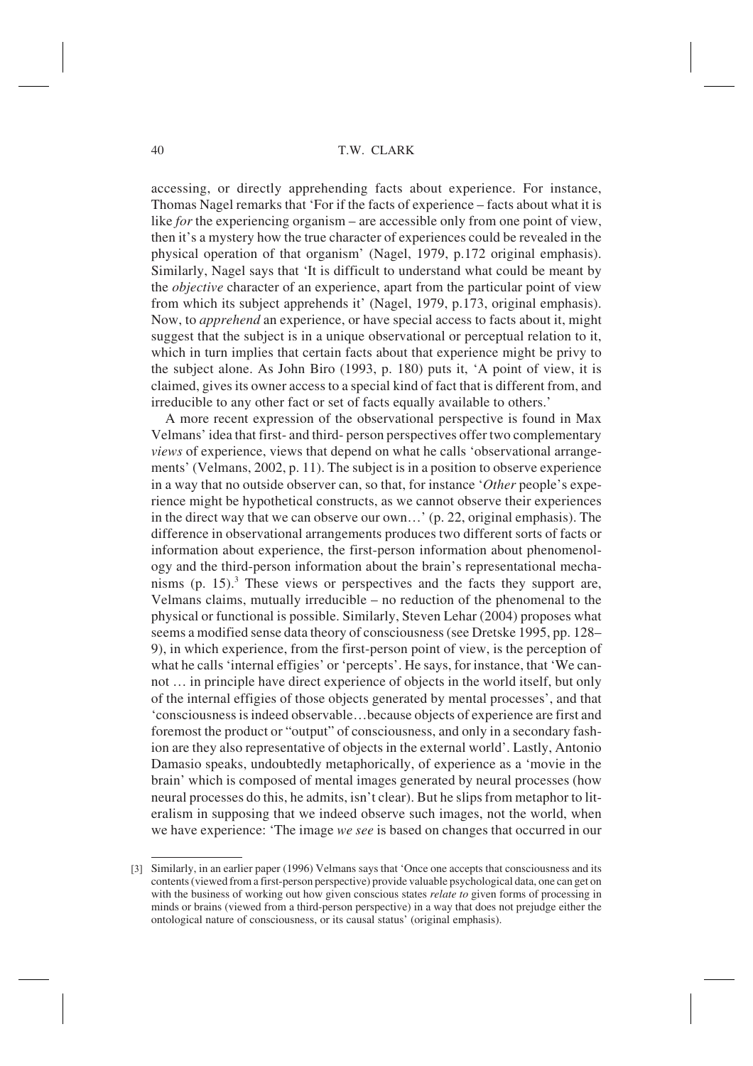accessing, or directly apprehending facts about experience. For instance, Thomas Nagel remarks that 'For if the facts of experience – facts about what it is like *for* the experiencing organism – are accessible only from one point of view, then it's a mystery how the true character of experiences could be revealed in the physical operation of that organism' (Nagel, 1979, p.172 original emphasis). Similarly, Nagel says that 'It is difficult to understand what could be meant by the *objective* character of an experience, apart from the particular point of view from which its subject apprehends it' (Nagel, 1979, p.173, original emphasis). Now, to *apprehend* an experience, or have special access to facts about it, might suggest that the subject is in a unique observational or perceptual relation to it, which in turn implies that certain facts about that experience might be privy to the subject alone. As John Biro (1993, p. 180) puts it, 'A point of view, it is claimed, gives its owner access to a special kind of fact that is different from, and irreducible to any other fact or set of facts equally available to others.'

A more recent expression of the observational perspective is found in Max Velmans' idea that first- and third- person perspectives offer two complementary *views* of experience, views that depend on what he calls 'observational arrangements' (Velmans, 2002, p. 11). The subject is in a position to observe experience in a way that no outside observer can, so that, for instance '*Other* people's experience might be hypothetical constructs, as we cannot observe their experiences in the direct way that we can observe our own…' (p. 22, original emphasis). The difference in observational arrangements produces two different sorts of facts or information about experience, the first-person information about phenomenology and the third-person information about the brain's representational mechanisms (p. 15).[3] These views or perspectives and the facts they support are, Velmans claims, mutually irreducible – no reduction of the phenomenal to the physical or functional is possible. Similarly, Steven Lehar (2004) proposes what seems a modified sense data theory of consciousness (see Dretske 1995, pp. 128–9), in which experience, from the first-person point of view, is the perception of what he calls 'internal effigies' or 'percepts'. He says, for instance, that 'We cannot … in principle have direct experience of objects in the world itself, but only of the internal effigies of those objects generated by mental processes', and that 'consciousness is indeed observable…because objects of experience are first and foremost the product or "output" of consciousness, and only in a secondary fashion are they also representative of objects in the external world'. Lastly, Antonio Damasio speaks, undoubtedly metaphorically, of experience as a 'movie in the brain' which is composed of mental images generated by neural processes (how neural processes do this, he admits, isn't clear). But he slips from metaphor to literalism in supposing that we indeed observe such images, not the world, when we have experience: 'The image *we see* is based on changes that occurred in our

[3] Similarly, in an earlier paper (1996) Velmans says that 'Once one accepts that consciousness and its contents (viewed from a first-person perspective) provide valuable psychological data, one can get on with the business of working out how given conscious states *relate to* given forms of processing in minds or brains (viewed from a third-person perspective) in a way that does not prejudge either the ontological nature of consciousness, or its causal status' (original emphasis).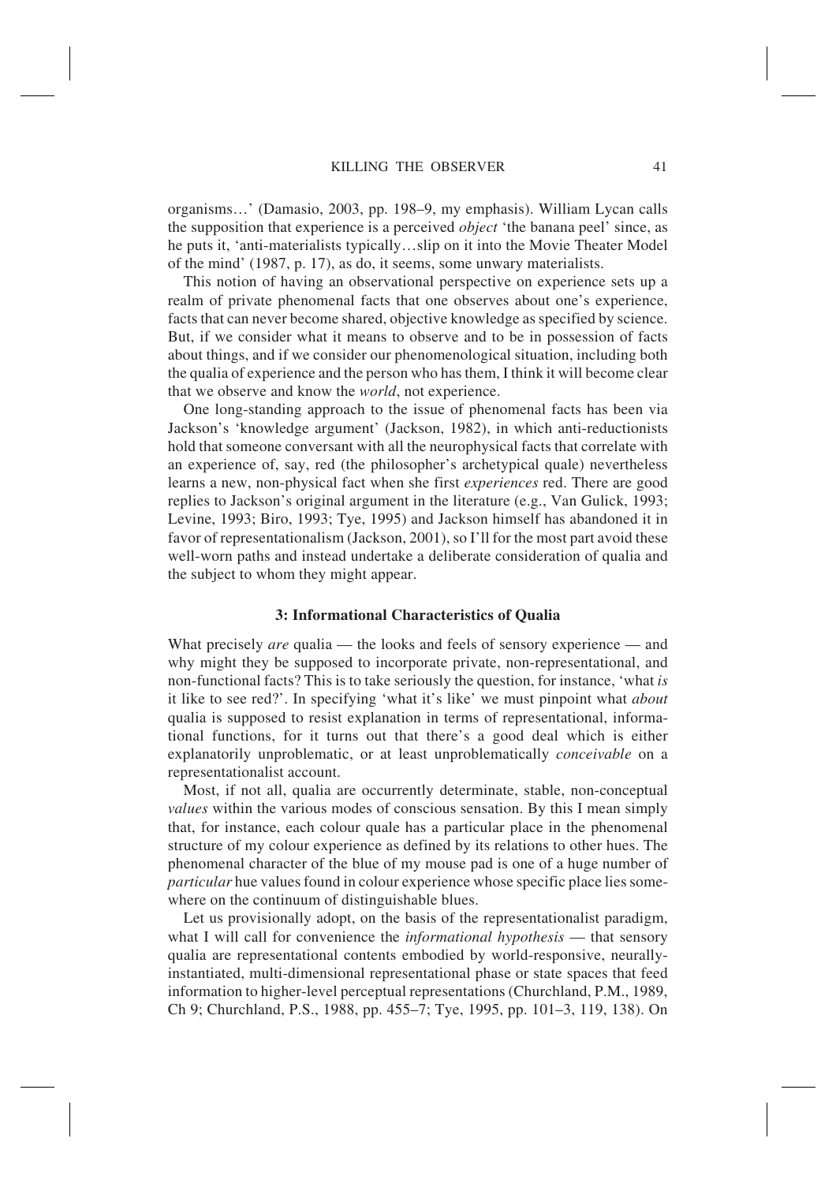organisms…' (Damasio, 2003, pp. 198–9, my emphasis). William Lycan calls the supposition that experience is a perceived *object* 'the banana peel' since, as he puts it, 'anti-materialists typically…slip on it into the Movie Theater Model of the mind' (1987, p. 17), as do, it seems, some unwary materialists.

This notion of having an observational perspective on experience sets up a realm of private phenomenal facts that one observes about one's experience, facts that can never become shared, objective knowledge as specified by science. But, if we consider what it means to observe and to be in possession of facts about things, and if we consider our phenomenological situation, including both the qualia of experience and the person who has them, I think it will become clear that we observe and know the *world*, not experience.

One long-standing approach to the issue of phenomenal facts has been via Jackson's 'knowledge argument' (Jackson, 1982), in which anti-reductionists hold that someone conversant with all the neurophysical facts that correlate with an experience of, say, red (the philosopher's archetypical quale) nevertheless learns a new, non-physical fact when she first *experiences* red. There are good replies to Jackson's original argument in the literature (e.g., Van Gulick, 1993; Levine, 1993; Biro, 1993; Tye, 1995) and Jackson himself has abandoned it in favor of representationalism (Jackson, 2001), so I'll for the most part avoid these well-worn paths and instead undertake a deliberate consideration of qualia and the subject to whom they might appear.

### 3: Informational Characteristics of Qualia

What precisely *are* qualia — the looks and feels of sensory experience — and why might they be supposed to incorporate private, non-representational, and non-functional facts? This is to take seriously the question, for instance, 'what *is* it like to see red?'. In specifying 'what it's like' we must pinpoint what *about* qualia is supposed to resist explanation in terms of representational, informational functions, for it turns out that there's a good deal which is either explanatorily unproblematic, or at least unproblematically *conceivable* on a representationalist account.

Most, if not all, qualia are occurrently determinate, stable, non-conceptual *values* within the various modes of conscious sensation. By this I mean simply that, for instance, each colour quale has a particular place in the phenomenal structure of my colour experience as defined by its relations to other hues. The phenomenal character of the blue of my mouse pad is one of a huge number of *particular* hue values found in colour experience whose specific place lies somewhere on the continuum of distinguishable blues.

Let us provisionally adopt, on the basis of the representationalist paradigm, what I will call for convenience the *informational hypothesis* — that sensory qualia are representational contents embodied by world-responsive, neurally-instantiated, multi-dimensional representational phase or state spaces that feed information to higher-level perceptual representations (Churchland, P.M., 1989, Ch 9; Churchland, P.S., 1988, pp. 455–7; Tye, 1995, pp. 101–3, 119, 138). On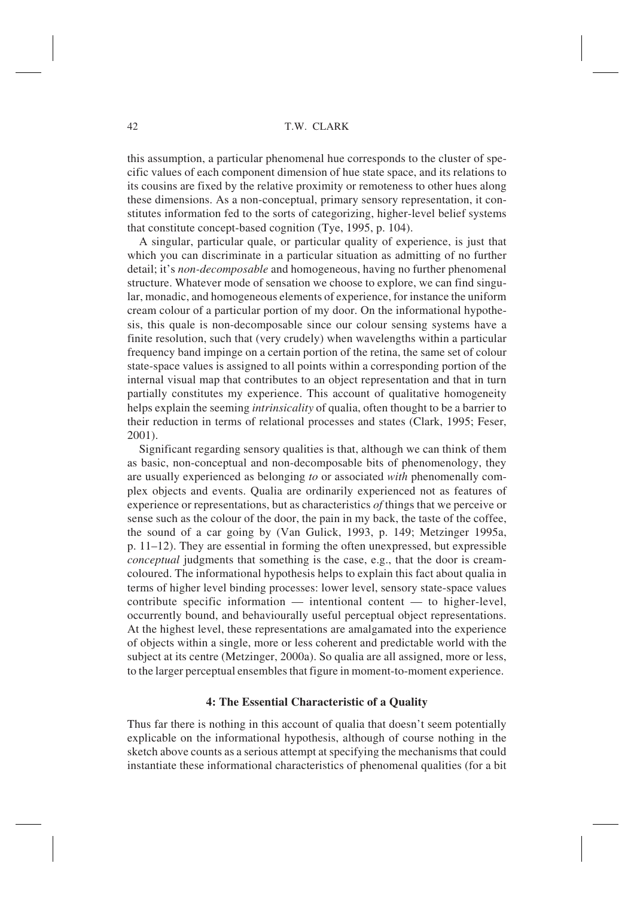this assumption, a particular phenomenal hue corresponds to the cluster of specific values of each component dimension of hue state space, and its relations to its cousins are fixed by the relative proximity or remoteness to other hues along these dimensions. As a non-conceptual, primary sensory representation, it constitutes information fed to the sorts of categorizing, higher-level belief systems that constitute concept-based cognition (Tye, 1995, p. 104).

A singular, particular quale, or particular quality of experience, is just that which you can discriminate in a particular situation as admitting of no further detail; it's *non-decomposable* and homogeneous, having no further phenomenal structure. Whatever mode of sensation we choose to explore, we can find singular, monadic, and homogeneous elements of experience, for instance the uniform cream colour of a particular portion of my door. On the informational hypothesis, this quale is non-decomposable since our colour sensing systems have a finite resolution, such that (very crudely) when wavelengths within a particular frequency band impinge on a certain portion of the retina, the same set of colour state-space values is assigned to all points within a corresponding portion of the internal visual map that contributes to an object representation and that in turn partially constitutes my experience. This account of qualitative homogeneity helps explain the seeming *intrinsicality* of qualia, often thought to be a barrier to their reduction in terms of relational processes and states (Clark, 1995; Feser, 2001).

Significant regarding sensory qualities is that, although we can think of them as basic, non-conceptual and non-decomposable bits of phenomenology, they are usually experienced as belonging *to* or associated *with* phenomenally complex objects and events. Qualia are ordinarily experienced not as features of experience or representations, but as characteristics *of* things that we perceive or sense such as the colour of the door, the pain in my back, the taste of the coffee, the sound of a car going by (Van Gulick, 1993, p. 149; Metzinger 1995a, p. 11–12). They are essential in forming the often unexpressed, but expressible *conceptual* judgments that something is the case, e.g., that the door is cream-coloured. The informational hypothesis helps to explain this fact about qualia in terms of higher level binding processes: lower level, sensory state-space values contribute specific information — intentional content — to higher-level, occurrently bound, and behaviourally useful perceptual object representations. At the highest level, these representations are amalgamated into the experience of objects within a single, more or less coherent and predictable world with the subject at its centre (Metzinger, 2000a). So qualia are all assigned, more or less, to the larger perceptual ensembles that figure in moment-to-moment experience.

## 4: The Essential Characteristic of a Quality

Thus far there is nothing in this account of qualia that doesn't seem potentially explicable on the informational hypothesis, although of course nothing in the sketch above counts as a serious attempt at specifying the mechanisms that could instantiate these informational characteristics of phenomenal qualities (for a bit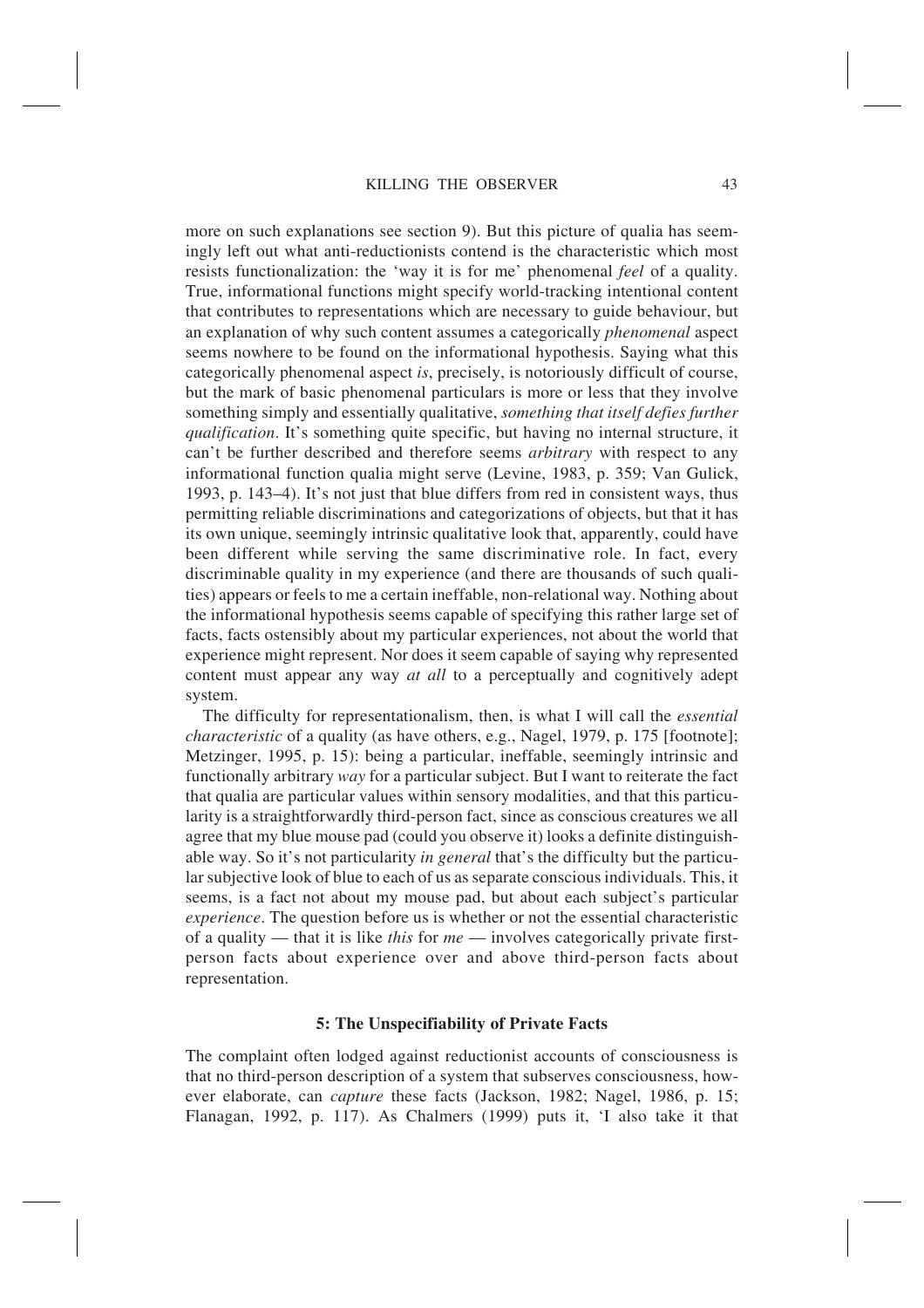more on such explanations see section 9). But this picture of qualia has seemingly left out what anti-reductionists contend is the characteristic which most resists functionalization: the 'way it is for me' phenomenal *feel* of a quality. True, informational functions might specify world-tracking intentional content that contributes to representations which are necessary to guide behaviour, but an explanation of why such content assumes a categorically *phenomenal* aspect seems nowhere to be found on the informational hypothesis. Saying what this categorically phenomenal aspect *is*, precisely, is notoriously difficult of course, but the mark of basic phenomenal particulars is more or less that they involve something simply and essentially qualitative, *something that itself defies further qualification*. It's something quite specific, but having no internal structure, it can't be further described and therefore seems *arbitrary* with respect to any informational function qualia might serve (Levine, 1983, p. 359; Van Gulick, 1993, p. 143–4). It's not just that blue differs from red in consistent ways, thus permitting reliable discriminations and categorizations of objects, but that it has its own unique, seemingly intrinsic qualitative look that, apparently, could have been different while serving the same discriminative role. In fact, every discriminable quality in my experience (and there are thousands of such qualities) appears or feels to me a certain ineffable, non-relational way. Nothing about the informational hypothesis seems capable of specifying this rather large set of facts, facts ostensibly about my particular experiences, not about the world that experience might represent. Nor does it seem capable of saying why represented content must appear any way *at all* to a perceptually and cognitively adept system.

The difficulty for representationalism, then, is what I will call the *essential characteristic* of a quality (as have others, e.g., Nagel, 1979, p. 175 [footnote]; Metzinger, 1995, p. 15): being a particular, ineffable, seemingly intrinsic and functionally arbitrary *way* for a particular subject. But I want to reiterate the fact that qualia are particular values within sensory modalities, and that this particularity is a straightforwardly third-person fact, since as conscious creatures we all agree that my blue mouse pad (could you observe it) looks a definite distinguishable way. So it's not particularity *in general* that's the difficulty but the particular subjective look of blue to each of us as separate conscious individuals. This, it seems, is a fact not about my mouse pad, but about each subject's particular *experience*. The question before us is whether or not the essential characteristic of a quality — that it is like *this* for *me* — involves categorically private first-person facts about experience over and above third-person facts about representation.

## 5: The Unspecifiability of Private Facts

The complaint often lodged against reductionist accounts of consciousness is that no third-person description of a system that subserves consciousness, however elaborate, can *capture* these facts (Jackson, 1982; Nagel, 1986, p. 15; Flanagan, 1992, p. 117). As Chalmers (1999) puts it, 'I also take it that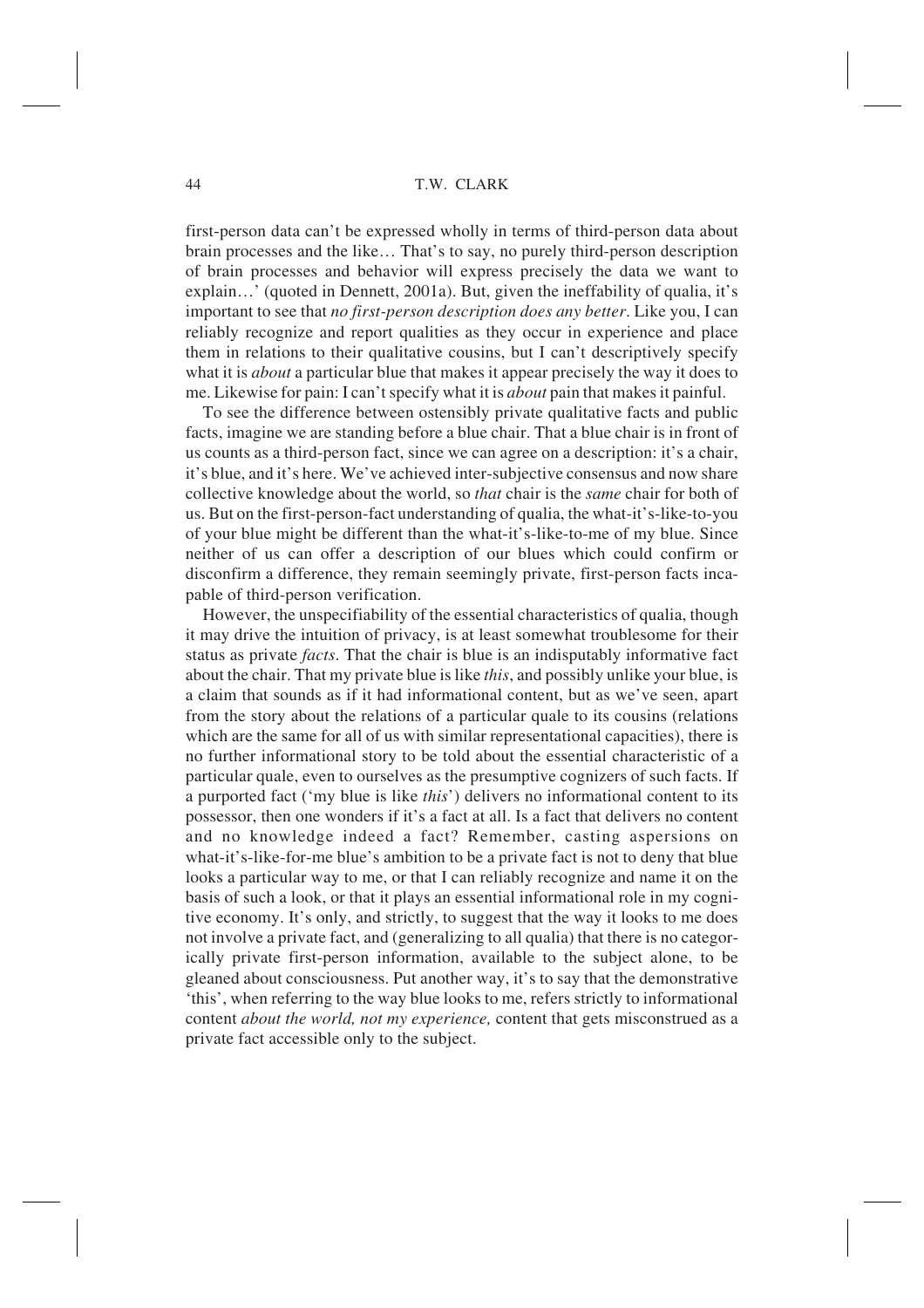first-person data can't be expressed wholly in terms of third-person data about brain processes and the like… That's to say, no purely third-person description of brain processes and behavior will express precisely the data we want to explain…' (quoted in Dennett, 2001a). But, given the ineffability of qualia, it's important to see that *no first-person description does any better*. Like you, I can reliably recognize and report qualities as they occur in experience and place them in relations to their qualitative cousins, but I can't descriptively specify what it is *about* a particular blue that makes it appear precisely the way it does to me. Likewise for pain: I can't specify what it is *about* pain that makes it painful.

To see the difference between ostensibly private qualitative facts and public facts, imagine we are standing before a blue chair. That a blue chair is in front of us counts as a third-person fact, since we can agree on a description: it's a chair, it's blue, and it's here. We've achieved inter-subjective consensus and now share collective knowledge about the world, so *that* chair is the *same* chair for both of us. But on the first-person-fact understanding of qualia, the what-it's-like-to-you of your blue might be different than the what-it's-like-to-me of my blue. Since neither of us can offer a description of our blues which could confirm or disconfirm a difference, they remain seemingly private, first-person facts incapable of third-person verification.

However, the unspecifiability of the essential characteristics of qualia, though it may drive the intuition of privacy, is at least somewhat troublesome for their status as private *facts*. That the chair is blue is an indisputably informative fact about the chair. That my private blue is like *this*, and possibly unlike your blue, is a claim that sounds as if it had informational content, but as we've seen, apart from the story about the relations of a particular quale to its cousins (relations which are the same for all of us with similar representational capacities), there is no further informational story to be told about the essential characteristic of a particular quale, even to ourselves as the presumptive cognizers of such facts. If a purported fact ('my blue is like *this*') delivers no informational content to its possessor, then one wonders if it's a fact at all. Is a fact that delivers no content and no knowledge indeed a fact? Remember, casting aspersions on what-it's-like-for-me blue's ambition to be a private fact is not to deny that blue looks a particular way to me, or that I can reliably recognize and name it on the basis of such a look, or that it plays an essential informational role in my cognitive economy. It's only, and strictly, to suggest that the way it looks to me does not involve a private fact, and (generalizing to all qualia) that there is no categorically private first-person information, available to the subject alone, to be gleaned about consciousness. Put another way, it's to say that the demonstrative 'this', when referring to the way blue looks to me, refers strictly to informational content *about the world, not my experience,* content that gets misconstrued as a private fact accessible only to the subject.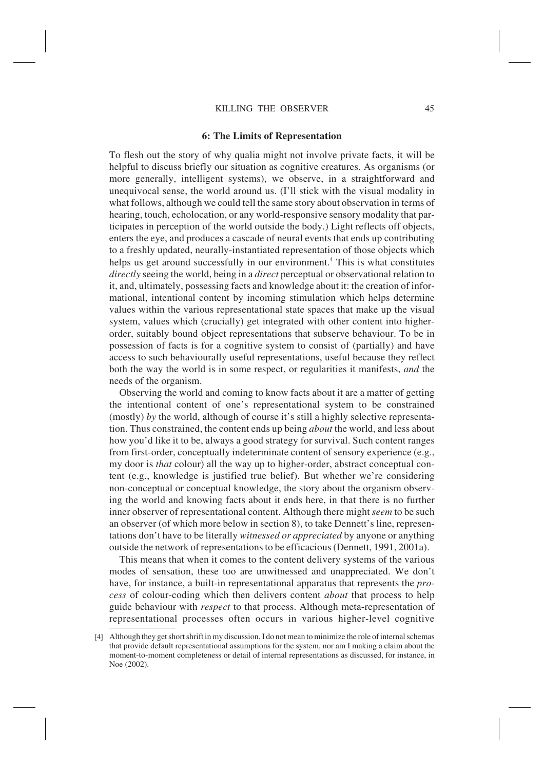## 6: The Limits of Representation

To flesh out the story of why qualia might not involve private facts, it will be helpful to discuss briefly our situation as cognitive creatures. As organisms (or more generally, intelligent systems), we observe, in a straightforward and unequivocal sense, the world around us. (I'll stick with the visual modality in what follows, although we could tell the same story about observation in terms of hearing, touch, echolocation, or any world-responsive sensory modality that participates in perception of the world outside the body.) Light reflects off objects, enters the eye, and produces a cascade of neural events that ends up contributing to a freshly updated, neurally-instantiated representation of those objects which helps us get around successfully in our environment.[4] This is what constitutes *directly* seeing the world, being in a *direct* perceptual or observational relation to it, and, ultimately, possessing facts and knowledge about it: the creation of informational, intentional content by incoming stimulation which helps determine values within the various representational state spaces that make up the visual system, values which (crucially) get integrated with other content into higher-order, suitably bound object representations that subserve behaviour. To be in possession of facts is for a cognitive system to consist of (partially) and have access to such behaviourally useful representations, useful because they reflect both the way the world is in some respect, or regularities it manifests, *and* the needs of the organism.

Observing the world and coming to know facts about it are a matter of getting the intentional content of one's representational system to be constrained (mostly) *by* the world, although of course it's still a highly selective representation. Thus constrained, the content ends up being *about* the world, and less about how you'd like it to be, always a good strategy for survival. Such content ranges from first-order, conceptually indeterminate content of sensory experience (e.g., my door is *that* colour) all the way up to higher-order, abstract conceptual content (e.g., knowledge is justified true belief). But whether we're considering non-conceptual or conceptual knowledge, the story about the organism observing the world and knowing facts about it ends here, in that there is no further inner observer of representational content. Although there might *seem* to be such an observer (of which more below in section 8), to take Dennett's line, representations don't have to be literally *witnessed or appreciated* by anyone or anything outside the network of representations to be efficacious (Dennett, 1991, 2001a).

This means that when it comes to the content delivery systems of the various modes of sensation, these too are unwitnessed and unappreciated. We don't have, for instance, a built-in representational apparatus that represents the *process* of colour-coding which then delivers content *about* that process to help guide behaviour with *respect* to that process. Although meta-representation of representational processes often occurs in various higher-level cognitive

[4] Although they get short shrift in my discussion, I do not mean to minimize the role of internal schemas that provide default representational assumptions for the system, nor am I making a claim about the moment-to-moment completeness or detail of internal representations as discussed, for instance, in Noe (2002).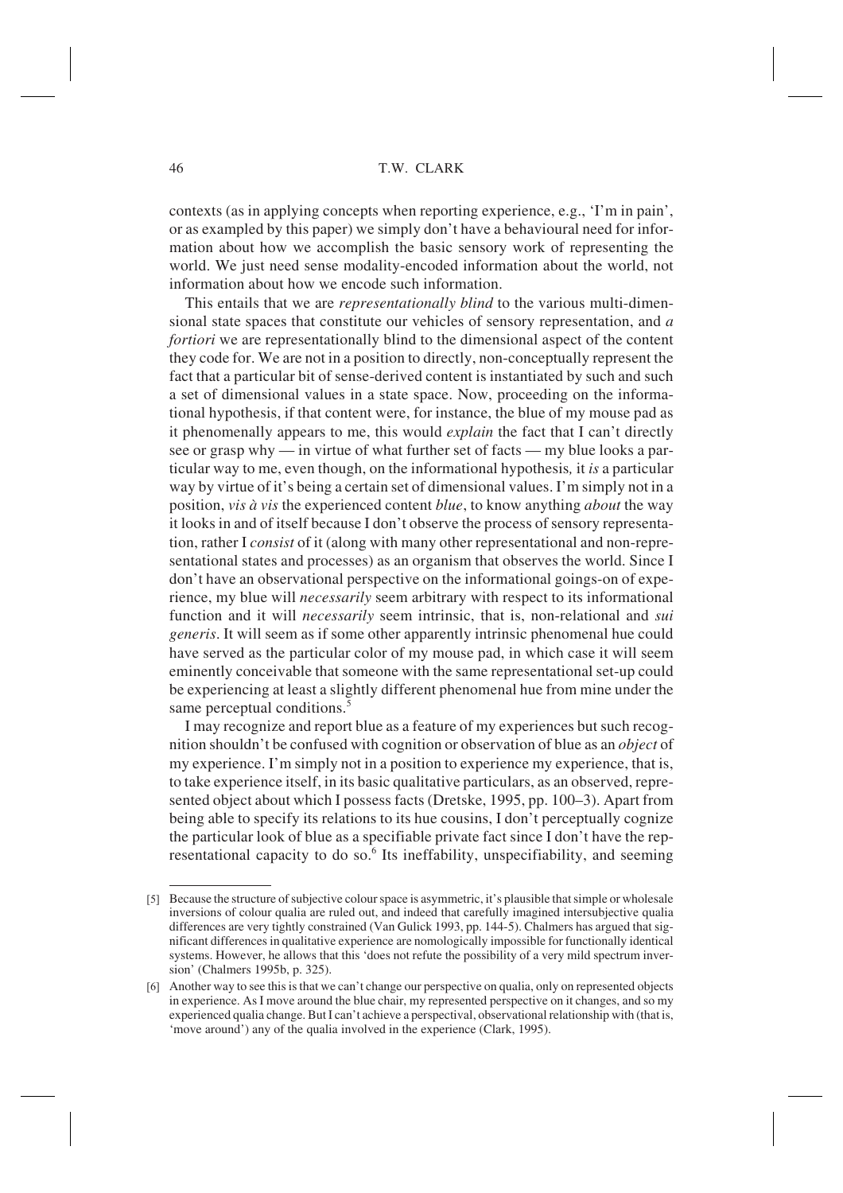contexts (as in applying concepts when reporting experience, e.g., 'I'm in pain', or as exampled by this paper) we simply don't have a behavioural need for information about how we accomplish the basic sensory work of representing the world. We just need sense modality-encoded information about the world, not information about how we encode such information.

This entails that we are *representationally blind* to the various multi-dimensional state spaces that constitute our vehicles of sensory representation, and *a fortiori* we are representationally blind to the dimensional aspect of the content they code for. We are not in a position to directly, non-conceptually represent the fact that a particular bit of sense-derived content is instantiated by such and such a set of dimensional values in a state space. Now, proceeding on the informational hypothesis, if that content were, for instance, the blue of my mouse pad as it phenomenally appears to me, this would *explain* the fact that I can't directly see or grasp why — in virtue of what further set of facts — my blue looks a particular way to me, even though, on the informational hypothesis*,* it *is* a particular way by virtue of it's being a certain set of dimensional values. I'm simply not in a position, *vis à vis* the experienced content *blue*, to know anything *about* the way it looks in and of itself because I don't observe the process of sensory representation, rather I *consist* of it (along with many other representational and non-representational states and processes) as an organism that observes the world. Since I don't have an observational perspective on the informational goings-on of experience, my blue will *necessarily* seem arbitrary with respect to its informational function and it will *necessarily* seem intrinsic, that is, non-relational and *sui generis*. It will seem as if some other apparently intrinsic phenomenal hue could have served as the particular color of my mouse pad, in which case it will seem eminently conceivable that someone with the same representational set-up could be experiencing at least a slightly different phenomenal hue from mine under the same perceptual conditions.[5]

I may recognize and report blue as a feature of my experiences but such recognition shouldn't be confused with cognition or observation of blue as an *object* of my experience. I'm simply not in a position to experience my experience, that is, to take experience itself, in its basic qualitative particulars, as an observed, represented object about which I possess facts (Dretske, 1995, pp. 100–3). Apart from being able to specify its relations to its hue cousins, I don't perceptually cognize the particular look of blue as a specifiable private fact since I don't have the representational capacity to do so.[6] Its ineffability, unspecifiability, and seeming

---

[5] Because the structure of subjective colour space is asymmetric, it's plausible that simple or wholesale inversions of colour qualia are ruled out, and indeed that carefully imagined intersubjective qualia differences are very tightly constrained (Van Gulick 1993, pp. 144-5). Chalmers has argued that significant differences in qualitative experience are nomologically impossible for functionally identical systems. However, he allows that this 'does not refute the possibility of a very mild spectrum inversion' (Chalmers 1995b, p. 325).

[6] Another way to see this is that we can't change our perspective on qualia, only on represented objects in experience. As I move around the blue chair, my represented perspective on it changes, and so my experienced qualia change. But I can't achieve a perspectival, observational relationship with (that is, 'move around') any of the qualia involved in the experience (Clark, 1995).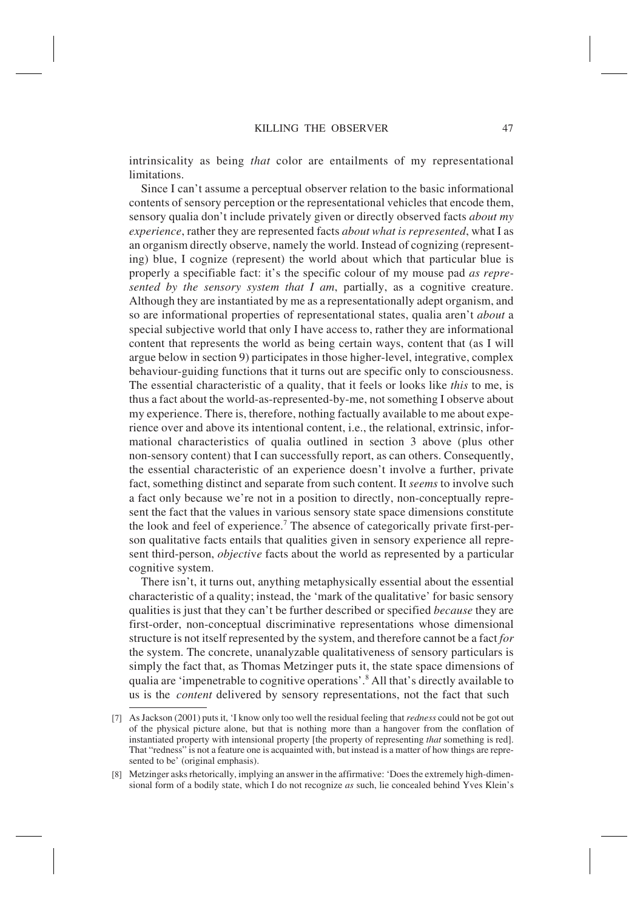intrinsicality as being *that* color are entailments of my representational limitations.

Since I can't assume a perceptual observer relation to the basic informational contents of sensory perception or the representational vehicles that encode them, sensory qualia don't include privately given or directly observed facts *about my experience*, rather they are represented facts *about what is represented*, what I as an organism directly observe, namely the world. Instead of cognizing (representing) blue, I cognize (represent) the world about which that particular blue is properly a specifiable fact: it's the specific colour of my mouse pad *as represented by the sensory system that I am*, partially, as a cognitive creature. Although they are instantiated by me as a representationally adept organism, and so are informational properties of representational states, qualia aren't *about* a special subjective world that only I have access to, rather they are informational content that represents the world as being certain ways, content that (as I will argue below in section 9) participates in those higher-level, integrative, complex behaviour-guiding functions that it turns out are specific only to consciousness. The essential characteristic of a quality, that it feels or looks like *this* to me, is thus a fact about the world-as-represented-by-me, not something I observe about my experience. There is, therefore, nothing factually available to me about experience over and above its intentional content, i.e., the relational, extrinsic, informational characteristics of qualia outlined in section 3 above (plus other non-sensory content) that I can successfully report, as can others. Consequently, the essential characteristic of an experience doesn't involve a further, private fact, something distinct and separate from such content. It *seems* to involve such a fact only because we're not in a position to directly, non-conceptually represent the fact that the values in various sensory state space dimensions constitute the look and feel of experience.[7] The absence of categorically private first-person qualitative facts entails that qualities given in sensory experience all represent third-person, *objective* facts about the world as represented by a particular cognitive system.

There isn't, it turns out, anything metaphysically essential about the essential characteristic of a quality; instead, the 'mark of the qualitative' for basic sensory qualities is just that they can't be further described or specified *because* they are first-order, non-conceptual discriminative representations whose dimensional structure is not itself represented by the system, and therefore cannot be a fact *for* the system. The concrete, unanalyzable qualitativeness of sensory particulars is simply the fact that, as Thomas Metzinger puts it, the state space dimensions of qualia are 'impenetrable to cognitive operations'.[8] All that's directly available to us is the *content* delivered by sensory representations, not the fact that such

---

[7] As Jackson (2001) puts it, 'I know only too well the residual feeling that *redness* could not be got out of the physical picture alone, but that is nothing more than a hangover from the conflation of instantiated property with intensional property [the property of representing *that* something is red]. That "redness" is not a feature one is acquainted with, but instead is a matter of how things are represented to be' (original emphasis).

[8] Metzinger asks rhetorically, implying an answer in the affirmative: 'Does the extremely high-dimensional form of a bodily state, which I do not recognize *as* such, lie concealed behind Yves Klein's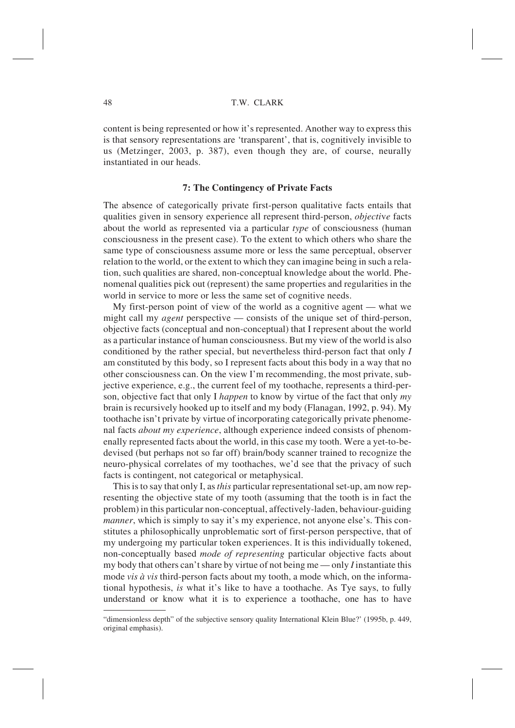content is being represented or how it's represented. Another way to express this is that sensory representations are 'transparent', that is, cognitively invisible to us (Metzinger, 2003, p. 387), even though they are, of course, neurally instantiated in our heads.

### 7: The Contingency of Private Facts

The absence of categorically private first-person qualitative facts entails that qualities given in sensory experience all represent third-person, *objective* facts about the world as represented via a particular *type* of consciousness (human consciousness in the present case). To the extent to which others who share the same type of consciousness assume more or less the same perceptual, observer relation to the world, or the extent to which they can imagine being in such a relation, such qualities are shared, non-conceptual knowledge about the world. Phenomenal qualities pick out (represent) the same properties and regularities in the world in service to more or less the same set of cognitive needs.

My first-person point of view of the world as a cognitive agent — what we might call my *agent* perspective — consists of the unique set of third-person, objective facts (conceptual and non-conceptual) that I represent about the world as a particular instance of human consciousness. But my view of the world is also conditioned by the rather special, but nevertheless third-person fact that only *I* am constituted by this body, so I represent facts about this body in a way that no other consciousness can. On the view I'm recommending, the most private, subjective experience, e.g., the current feel of my toothache, represents a third-person, objective fact that only I *happen* to know by virtue of the fact that only *my* brain is recursively hooked up to itself and my body (Flanagan, 1992, p. 94). My toothache isn't private by virtue of incorporating categorically private phenomenal facts *about my experience*, although experience indeed consists of phenomenally represented facts about the world, in this case my tooth. Were a yet-to-be-devised (but perhaps not so far off) brain/body scanner trained to recognize the neuro-physical correlates of my toothaches, we'd see that the privacy of such facts is contingent, not categorical or metaphysical.

This is to say that only I, as *this* particular representational set-up, am now representing the objective state of my tooth (assuming that the tooth is in fact the problem) in this particular non-conceptual, affectively-laden, behaviour-guiding *manner*, which is simply to say it's my experience, not anyone else's. This constitutes a philosophically unproblematic sort of first-person perspective, that of my undergoing my particular token experiences. It is this individually tokened, non-conceptually based *mode of representing* particular objective facts about my body that others can't share by virtue of not being me — only *I* instantiate this mode *vis à vis* third-person facts about my tooth, a mode which, on the informational hypothesis, *is* what it's like to have a toothache. As Tye says, to fully understand or know what it is to experience a toothache, one has to have

---

"dimensionless depth" of the subjective sensory quality International Klein Blue?' (1995b, p. 449, original emphasis).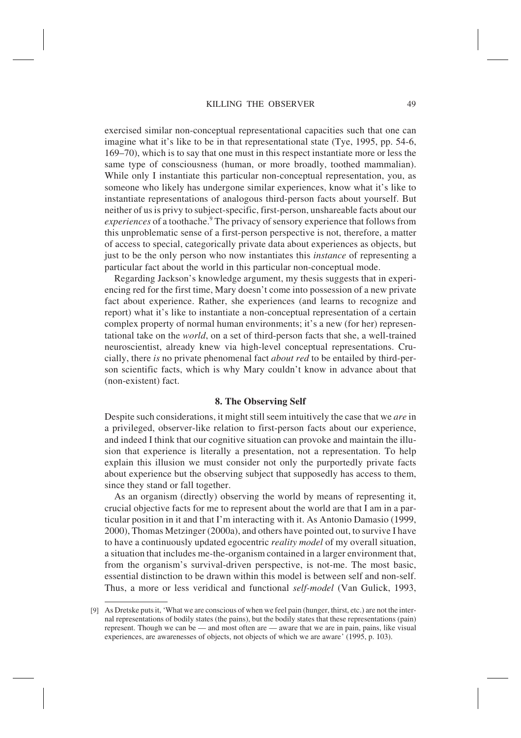exercised similar non-conceptual representational capacities such that one can imagine what it's like to be in that representational state (Tye, 1995, pp. 54-6, 169–70), which is to say that one must in this respect instantiate more or less the same type of consciousness (human, or more broadly, toothed mammalian). While only I instantiate this particular non-conceptual representation, you, as someone who likely has undergone similar experiences, know what it's like to instantiate representations of analogous third-person facts about yourself. But neither of us is privy to subject-specific, first-person, unshareable facts about our *experiences* of a toothache.[9] The privacy of sensory experience that follows from this unproblematic sense of a first-person perspective is not, therefore, a matter of access to special, categorically private data about experiences as objects, but just to be the only person who now instantiates this *instance* of representing a particular fact about the world in this particular non-conceptual mode.

Regarding Jackson's knowledge argument, my thesis suggests that in experiencing red for the first time, Mary doesn't come into possession of a new private fact about experience. Rather, she experiences (and learns to recognize and report) what it's like to instantiate a non-conceptual representation of a certain complex property of normal human environments; it's a new (for her) representational take on the *world*, on a set of third-person facts that she, a well-trained neuroscientist, already knew via high-level conceptual representations. Crucially, there *is* no private phenomenal fact *about red* to be entailed by third-person scientific facts, which is why Mary couldn't know in advance about that (non-existent) fact.

## 8. The Observing Self

Despite such considerations, it might still seem intuitively the case that we *are* in a privileged, observer-like relation to first-person facts about our experience, and indeed I think that our cognitive situation can provoke and maintain the illusion that experience is literally a presentation, not a representation. To help explain this illusion we must consider not only the purportedly private facts about experience but the observing subject that supposedly has access to them, since they stand or fall together.

As an organism (directly) observing the world by means of representing it, crucial objective facts for me to represent about the world are that I am in a particular position in it and that I'm interacting with it. As Antonio Damasio (1999, 2000), Thomas Metzinger (2000a), and others have pointed out, to survive I have to have a continuously updated egocentric *reality model* of my overall situation, a situation that includes me-the-organism contained in a larger environment that, from the organism's survival-driven perspective, is not-me. The most basic, essential distinction to be drawn within this model is between self and non-self. Thus, a more or less veridical and functional *self-model* (Van Gulick, 1993,

[9] As Dretske puts it, 'What we are conscious of when we feel pain (hunger, thirst, etc.) are not the internal representations of bodily states (the pains), but the bodily states that these representations (pain) represent. Though we can be — and most often are — aware that we are in pain, pains, like visual experiences, are awarenesses of objects, not objects of which we are aware' (1995, p. 103).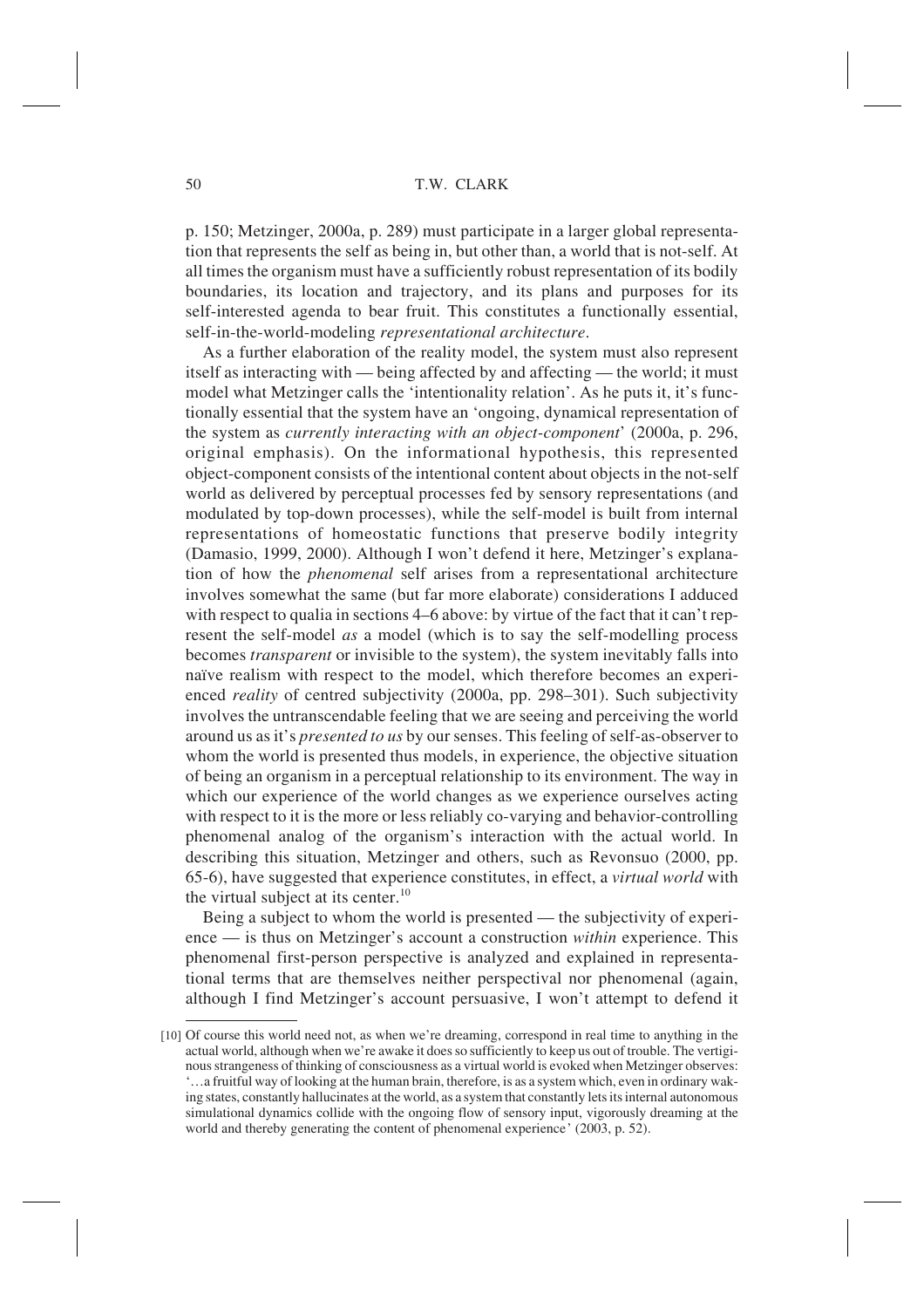p. 150; Metzinger, 2000a, p. 289) must participate in a larger global representation that represents the self as being in, but other than, a world that is not-self. At all times the organism must have a sufficiently robust representation of its bodily boundaries, its location and trajectory, and its plans and purposes for its self-interested agenda to bear fruit. This constitutes a functionally essential, self-in-the-world-modeling *representational architecture*.

As a further elaboration of the reality model, the system must also represent itself as interacting with — being affected by and affecting — the world; it must model what Metzinger calls the 'intentionality relation'. As he puts it, it's functionally essential that the system have an 'ongoing, dynamical representation of the system as *currently interacting with an object-component*' (2000a, p. 296, original emphasis). On the informational hypothesis, this represented object-component consists of the intentional content about objects in the not-self world as delivered by perceptual processes fed by sensory representations (and modulated by top-down processes), while the self-model is built from internal representations of homeostatic functions that preserve bodily integrity (Damasio, 1999, 2000). Although I won't defend it here, Metzinger's explanation of how the *phenomenal* self arises from a representational architecture involves somewhat the same (but far more elaborate) considerations I adduced with respect to qualia in sections 4–6 above: by virtue of the fact that it can't represent the self-model *as* a model (which is to say the self-modelling process becomes *transparent* or invisible to the system), the system inevitably falls into naïve realism with respect to the model, which therefore becomes an experienced *reality* of centred subjectivity (2000a, pp. 298–301). Such subjectivity involves the untranscendable feeling that we are seeing and perceiving the world around us as it's *presented to us* by our senses. This feeling of self-as-observer to whom the world is presented thus models, in experience, the objective situation of being an organism in a perceptual relationship to its environment. The way in which our experience of the world changes as we experience ourselves acting with respect to it is the more or less reliably co-varying and behavior-controlling phenomenal analog of the organism's interaction with the actual world. In describing this situation, Metzinger and others, such as Revonsuo (2000, pp. 65-6), have suggested that experience constitutes, in effect, a *virtual world* with the virtual subject at its center.[10]

Being a subject to whom the world is presented — the subjectivity of experience — is thus on Metzinger's account a construction *within* experience. This phenomenal first-person perspective is analyzed and explained in representational terms that are themselves neither perspectival nor phenomenal (again, although I find Metzinger's account persuasive, I won't attempt to defend it

---

[10] Of course this world need not, as when we're dreaming, correspond in real time to anything in the actual world, although when we're awake it does so sufficiently to keep us out of trouble. The vertiginous strangeness of thinking of consciousness as a virtual world is evoked when Metzinger observes: '…a fruitful way of looking at the human brain, therefore, is as a system which, even in ordinary waking states, constantly hallucinates at the world, as a system that constantly lets its internal autonomous simulational dynamics collide with the ongoing flow of sensory input, vigorously dreaming at the world and thereby generating the content of phenomenal experience' (2003, p. 52).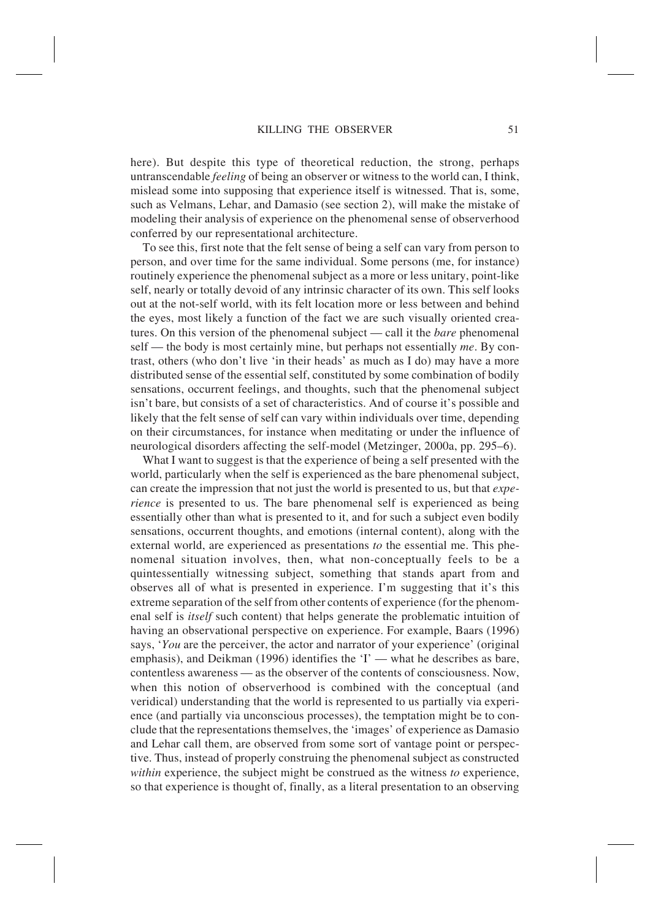here). But despite this type of theoretical reduction, the strong, perhaps untranscendable *feeling* of being an observer or witness to the world can, I think, mislead some into supposing that experience itself is witnessed. That is, some, such as Velmans, Lehar, and Damasio (see section 2), will make the mistake of modeling their analysis of experience on the phenomenal sense of observerhood conferred by our representational architecture.

To see this, first note that the felt sense of being a self can vary from person to person, and over time for the same individual. Some persons (me, for instance) routinely experience the phenomenal subject as a more or less unitary, point-like self, nearly or totally devoid of any intrinsic character of its own. This self looks out at the not-self world, with its felt location more or less between and behind the eyes, most likely a function of the fact we are such visually oriented creatures. On this version of the phenomenal subject — call it the *bare* phenomenal self — the body is most certainly mine, but perhaps not essentially *me*. By contrast, others (who don't live 'in their heads' as much as I do) may have a more distributed sense of the essential self, constituted by some combination of bodily sensations, occurrent feelings, and thoughts, such that the phenomenal subject isn't bare, but consists of a set of characteristics. And of course it's possible and likely that the felt sense of self can vary within individuals over time, depending on their circumstances, for instance when meditating or under the influence of neurological disorders affecting the self-model (Metzinger, 2000a, pp. 295–6).

What I want to suggest is that the experience of being a self presented with the world, particularly when the self is experienced as the bare phenomenal subject, can create the impression that not just the world is presented to us, but that *experience* is presented to us. The bare phenomenal self is experienced as being essentially other than what is presented to it, and for such a subject even bodily sensations, occurrent thoughts, and emotions (internal content), along with the external world, are experienced as presentations *to* the essential me. This phenomenal situation involves, then, what non-conceptually feels to be a quintessentially witnessing subject, something that stands apart from and observes all of what is presented in experience. I'm suggesting that it's this extreme separation of the self from other contents of experience (for the phenomenal self is *itself* such content) that helps generate the problematic intuition of having an observational perspective on experience. For example, Baars (1996) says, '*You* are the perceiver, the actor and narrator of your experience' (original emphasis), and Deikman (1996) identifies the 'I' — what he describes as bare, contentless awareness — as the observer of the contents of consciousness. Now, when this notion of observerhood is combined with the conceptual (and veridical) understanding that the world is represented to us partially via experience (and partially via unconscious processes), the temptation might be to conclude that the representations themselves, the 'images' of experience as Damasio and Lehar call them, are observed from some sort of vantage point or perspective. Thus, instead of properly construing the phenomenal subject as constructed *within* experience, the subject might be construed as the witness *to* experience, so that experience is thought of, finally, as a literal presentation to an observing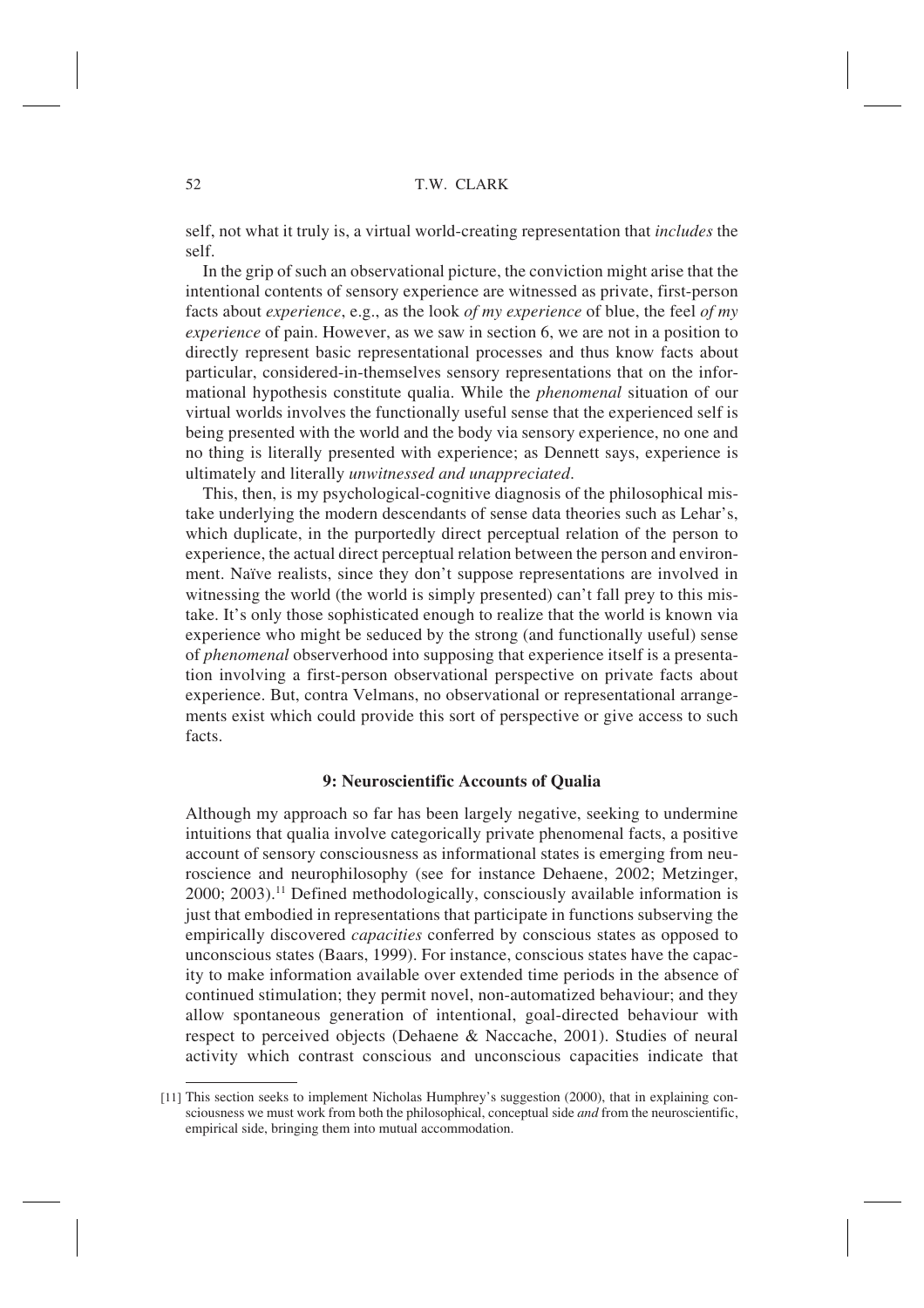self, not what it truly is, a virtual world-creating representation that *includes* the self.

In the grip of such an observational picture, the conviction might arise that the intentional contents of sensory experience are witnessed as private, first-person facts about *experience*, e.g., as the look *of my experience* of blue, the feel *of my experience* of pain. However, as we saw in section 6, we are not in a position to directly represent basic representational processes and thus know facts about particular, considered-in-themselves sensory representations that on the informational hypothesis constitute qualia. While the *phenomenal* situation of our virtual worlds involves the functionally useful sense that the experienced self is being presented with the world and the body via sensory experience, no one and no thing is literally presented with experience; as Dennett says, experience is ultimately and literally *unwitnessed and unappreciated*.

This, then, is my psychological-cognitive diagnosis of the philosophical mistake underlying the modern descendants of sense data theories such as Lehar's, which duplicate, in the purportedly direct perceptual relation of the person to experience, the actual direct perceptual relation between the person and environment. Naïve realists, since they don't suppose representations are involved in witnessing the world (the world is simply presented) can't fall prey to this mistake. It's only those sophisticated enough to realize that the world is known via experience who might be seduced by the strong (and functionally useful) sense of *phenomenal* observerhood into supposing that experience itself is a presentation involving a first-person observational perspective on private facts about experience. But, contra Velmans, no observational or representational arrangements exist which could provide this sort of perspective or give access to such facts.

## 9: Neuroscientific Accounts of Qualia

Although my approach so far has been largely negative, seeking to undermine intuitions that qualia involve categorically private phenomenal facts, a positive account of sensory consciousness as informational states is emerging from neuroscience and neurophilosophy (see for instance Dehaene, 2002; Metzinger, 2000; 2003).[11] Defined methodologically, consciously available information is just that embodied in representations that participate in functions subserving the empirically discovered *capacities* conferred by conscious states as opposed to unconscious states (Baars, 1999). For instance, conscious states have the capacity to make information available over extended time periods in the absence of continued stimulation; they permit novel, non-automatized behaviour; and they allow spontaneous generation of intentional, goal-directed behaviour with respect to perceived objects (Dehaene & Naccache, 2001). Studies of neural activity which contrast conscious and unconscious capacities indicate that

[11] This section seeks to implement Nicholas Humphrey's suggestion (2000), that in explaining consciousness we must work from both the philosophical, conceptual side *and* from the neuroscientific, empirical side, bringing them into mutual accommodation.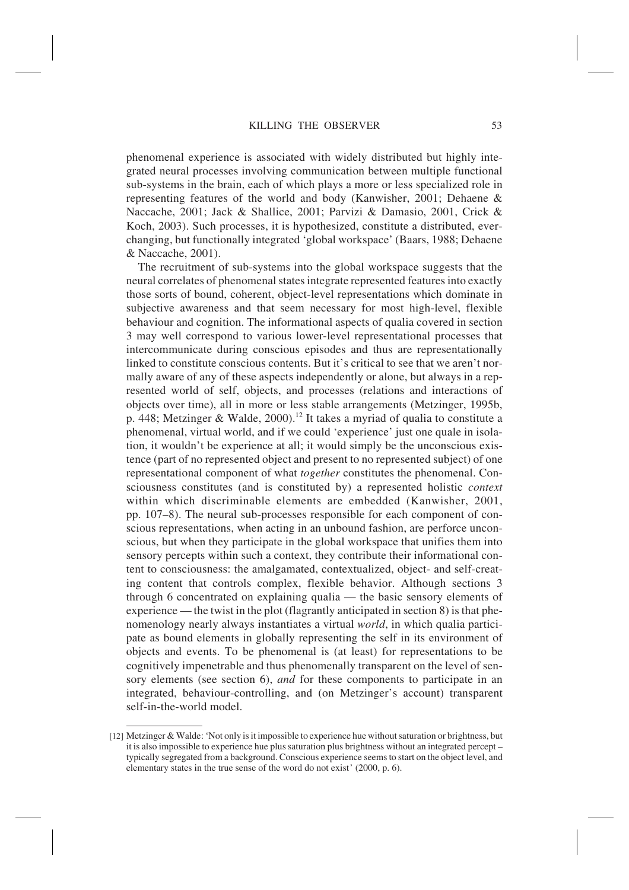phenomenal experience is associated with widely distributed but highly integrated neural processes involving communication between multiple functional sub-systems in the brain, each of which plays a more or less specialized role in representing features of the world and body (Kanwisher, 2001; Dehaene & Naccache, 2001; Jack & Shallice, 2001; Parvizi & Damasio, 2001, Crick & Koch, 2003). Such processes, it is hypothesized, constitute a distributed, ever-changing, but functionally integrated 'global workspace' (Baars, 1988; Dehaene & Naccache, 2001).

The recruitment of sub-systems into the global workspace suggests that the neural correlates of phenomenal states integrate represented features into exactly those sorts of bound, coherent, object-level representations which dominate in subjective awareness and that seem necessary for most high-level, flexible behaviour and cognition. The informational aspects of qualia covered in section 3 may well correspond to various lower-level representational processes that intercommunicate during conscious episodes and thus are representationally linked to constitute conscious contents. But it's critical to see that we aren't normally aware of any of these aspects independently or alone, but always in a represented world of self, objects, and processes (relations and interactions of objects over time), all in more or less stable arrangements (Metzinger, 1995b, p. 448; Metzinger & Walde, 2000).[12] It takes a myriad of qualia to constitute a phenomenal, virtual world, and if we could 'experience' just one quale in isolation, it wouldn't be experience at all; it would simply be the unconscious existence (part of no represented object and present to no represented subject) of one representational component of what *together* constitutes the phenomenal. Consciousness constitutes (and is constituted by) a represented holistic *context* within which discriminable elements are embedded (Kanwisher, 2001, pp. 107–8). The neural sub-processes responsible for each component of conscious representations, when acting in an unbound fashion, are perforce unconscious, but when they participate in the global workspace that unifies them into sensory percepts within such a context, they contribute their informational content to consciousness: the amalgamated, contextualized, object- and self-creating content that controls complex, flexible behavior. Although sections 3 through 6 concentrated on explaining qualia — the basic sensory elements of experience — the twist in the plot (flagrantly anticipated in section 8) is that phenomenology nearly always instantiates a virtual *world*, in which qualia participate as bound elements in globally representing the self in its environment of objects and events. To be phenomenal is (at least) for representations to be cognitively impenetrable and thus phenomenally transparent on the level of sensory elements (see section 6), *and* for these components to participate in an integrated, behaviour-controlling, and (on Metzinger's account) transparent self-in-the-world model.

[12] Metzinger & Walde: 'Not only is it impossible to experience hue without saturation or brightness, but it is also impossible to experience hue plus saturation plus brightness without an integrated percept – typically segregated from a background. Conscious experience seems to start on the object level, and elementary states in the true sense of the word do not exist' (2000, p. 6).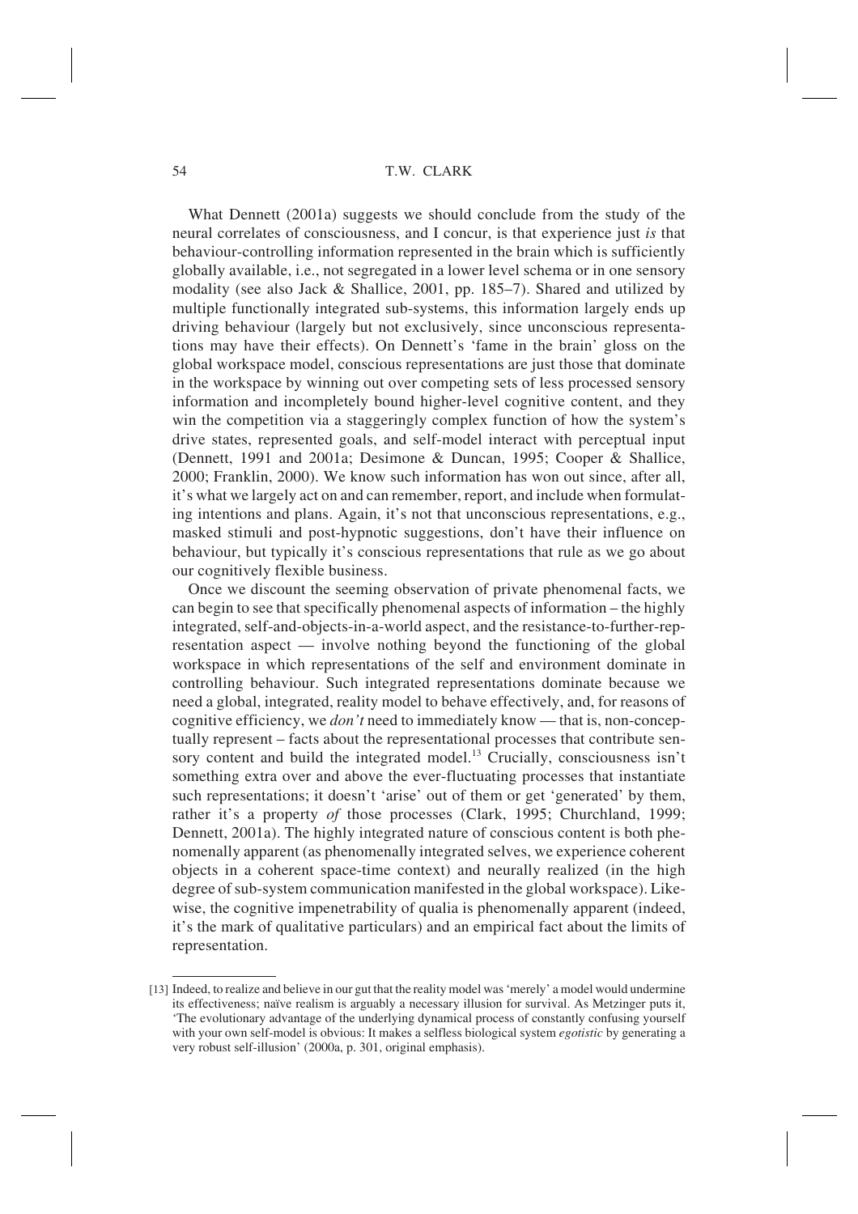What Dennett (2001a) suggests we should conclude from the study of the neural correlates of consciousness, and I concur, is that experience just *is* that behaviour-controlling information represented in the brain which is sufficiently globally available, i.e., not segregated in a lower level schema or in one sensory modality (see also Jack & Shallice, 2001, pp. 185–7). Shared and utilized by multiple functionally integrated sub-systems, this information largely ends up driving behaviour (largely but not exclusively, since unconscious representations may have their effects). On Dennett's 'fame in the brain' gloss on the global workspace model, conscious representations are just those that dominate in the workspace by winning out over competing sets of less processed sensory information and incompletely bound higher-level cognitive content, and they win the competition via a staggeringly complex function of how the system's drive states, represented goals, and self-model interact with perceptual input (Dennett, 1991 and 2001a; Desimone & Duncan, 1995; Cooper & Shallice, 2000; Franklin, 2000). We know such information has won out since, after all, it's what we largely act on and can remember, report, and include when formulating intentions and plans. Again, it's not that unconscious representations, e.g., masked stimuli and post-hypnotic suggestions, don't have their influence on behaviour, but typically it's conscious representations that rule as we go about our cognitively flexible business.

Once we discount the seeming observation of private phenomenal facts, we can begin to see that specifically phenomenal aspects of information – the highly integrated, self-and-objects-in-a-world aspect, and the resistance-to-further-representation aspect — involve nothing beyond the functioning of the global workspace in which representations of the self and environment dominate in controlling behaviour. Such integrated representations dominate because we need a global, integrated, reality model to behave effectively, and, for reasons of cognitive efficiency, we *don't* need to immediately know — that is, non-conceptually represent – facts about the representational processes that contribute sensory content and build the integrated model.[13] Crucially, consciousness isn't something extra over and above the ever-fluctuating processes that instantiate such representations; it doesn't 'arise' out of them or get 'generated' by them, rather it's a property *of* those processes (Clark, 1995; Churchland, 1999; Dennett, 2001a). The highly integrated nature of conscious content is both phenomenally apparent (as phenomenally integrated selves, we experience coherent objects in a coherent space-time context) and neurally realized (in the high degree of sub-system communication manifested in the global workspace). Likewise, the cognitive impenetrability of qualia is phenomenally apparent (indeed, it's the mark of qualitative particulars) and an empirical fact about the limits of representation.

[13] Indeed, to realize and believe in our gut that the reality model was 'merely' a model would undermine its effectiveness; naïve realism is arguably a necessary illusion for survival. As Metzinger puts it, 'The evolutionary advantage of the underlying dynamical process of constantly confusing yourself with your own self-model is obvious: It makes a selfless biological system *egotistic* by generating a very robust self-illusion' (2000a, p. 301, original emphasis).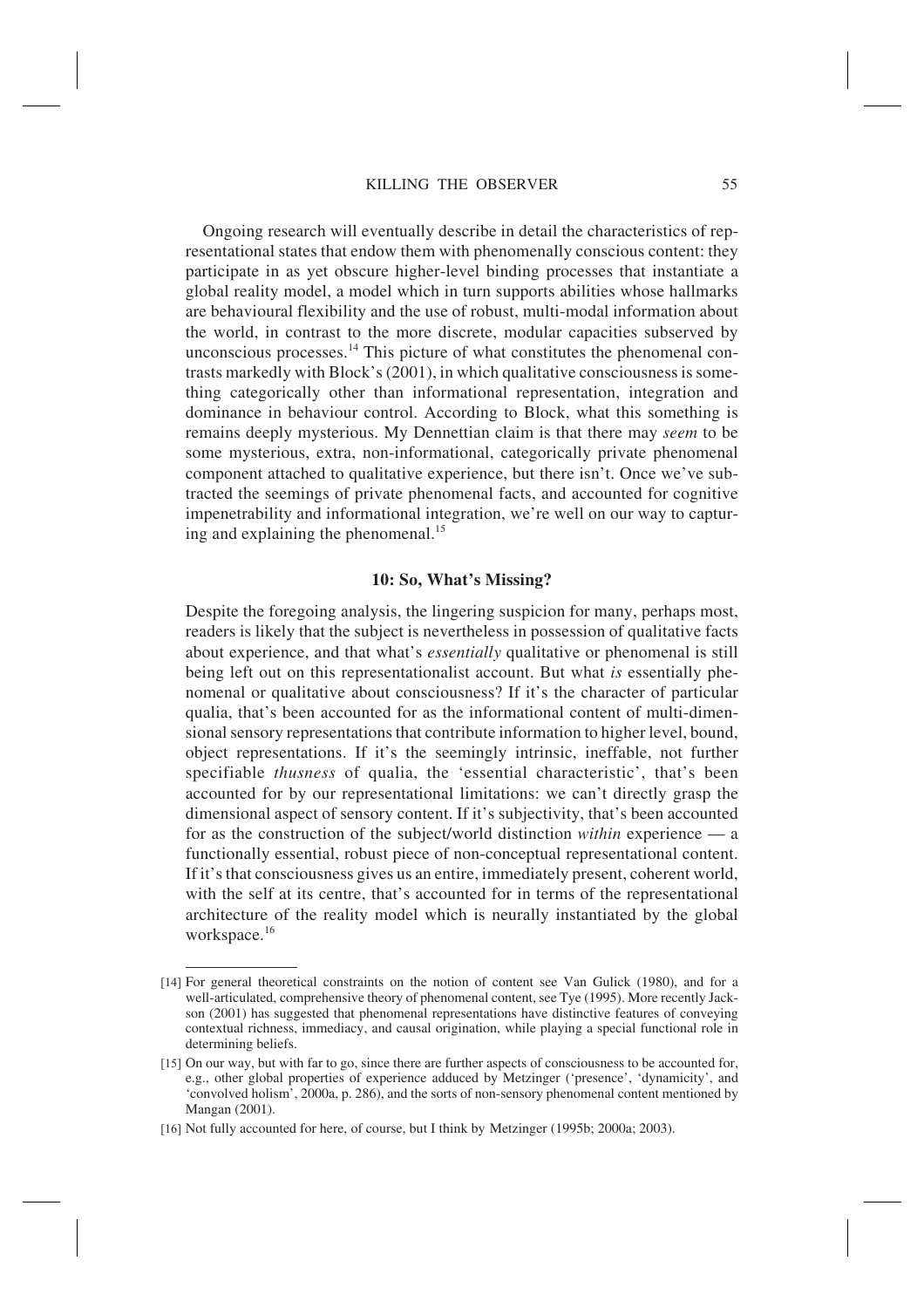Ongoing research will eventually describe in detail the characteristics of representational states that endow them with phenomenally conscious content: they participate in as yet obscure higher-level binding processes that instantiate a global reality model, a model which in turn supports abilities whose hallmarks are behavioural flexibility and the use of robust, multi-modal information about the world, in contrast to the more discrete, modular capacities subserved by unconscious processes.[14] This picture of what constitutes the phenomenal contrasts markedly with Block's (2001), in which qualitative consciousness is something categorically other than informational representation, integration and dominance in behaviour control. According to Block, what this something is remains deeply mysterious. My Dennettian claim is that there may *seem* to be some mysterious, extra, non-informational, categorically private phenomenal component attached to qualitative experience, but there isn't. Once we've subtracted the seemings of private phenomenal facts, and accounted for cognitive impenetrability and informational integration, we're well on our way to capturing and explaining the phenomenal.[15]

## 10: So, What's Missing?

Despite the foregoing analysis, the lingering suspicion for many, perhaps most, readers is likely that the subject is nevertheless in possession of qualitative facts about experience, and that what's *essentially* qualitative or phenomenal is still being left out on this representationalist account. But what *is* essentially phenomenal or qualitative about consciousness? If it's the character of particular qualia, that's been accounted for as the informational content of multi-dimensional sensory representations that contribute information to higher level, bound, object representations. If it's the seemingly intrinsic, ineffable, not further specifiable *thusness* of qualia, the 'essential characteristic', that's been accounted for by our representational limitations: we can't directly grasp the dimensional aspect of sensory content. If it's subjectivity, that's been accounted for as the construction of the subject/world distinction *within* experience — a functionally essential, robust piece of non-conceptual representational content. If it's that consciousness gives us an entire, immediately present, coherent world, with the self at its centre, that's accounted for in terms of the representational architecture of the reality model which is neurally instantiated by the global workspace.[16]

---

[14] For general theoretical constraints on the notion of content see Van Gulick (1980), and for a well-articulated, comprehensive theory of phenomenal content, see Tye (1995). More recently Jackson (2001) has suggested that phenomenal representations have distinctive features of conveying contextual richness, immediacy, and causal origination, while playing a special functional role in determining beliefs.

[15] On our way, but with far to go, since there are further aspects of consciousness to be accounted for, e.g., other global properties of experience adduced by Metzinger ('presence', 'dynamicity', and 'convolved holism', 2000a, p. 286), and the sorts of non-sensory phenomenal content mentioned by Mangan (2001).

[16] Not fully accounted for here, of course, but I think by Metzinger (1995b; 2000a; 2003).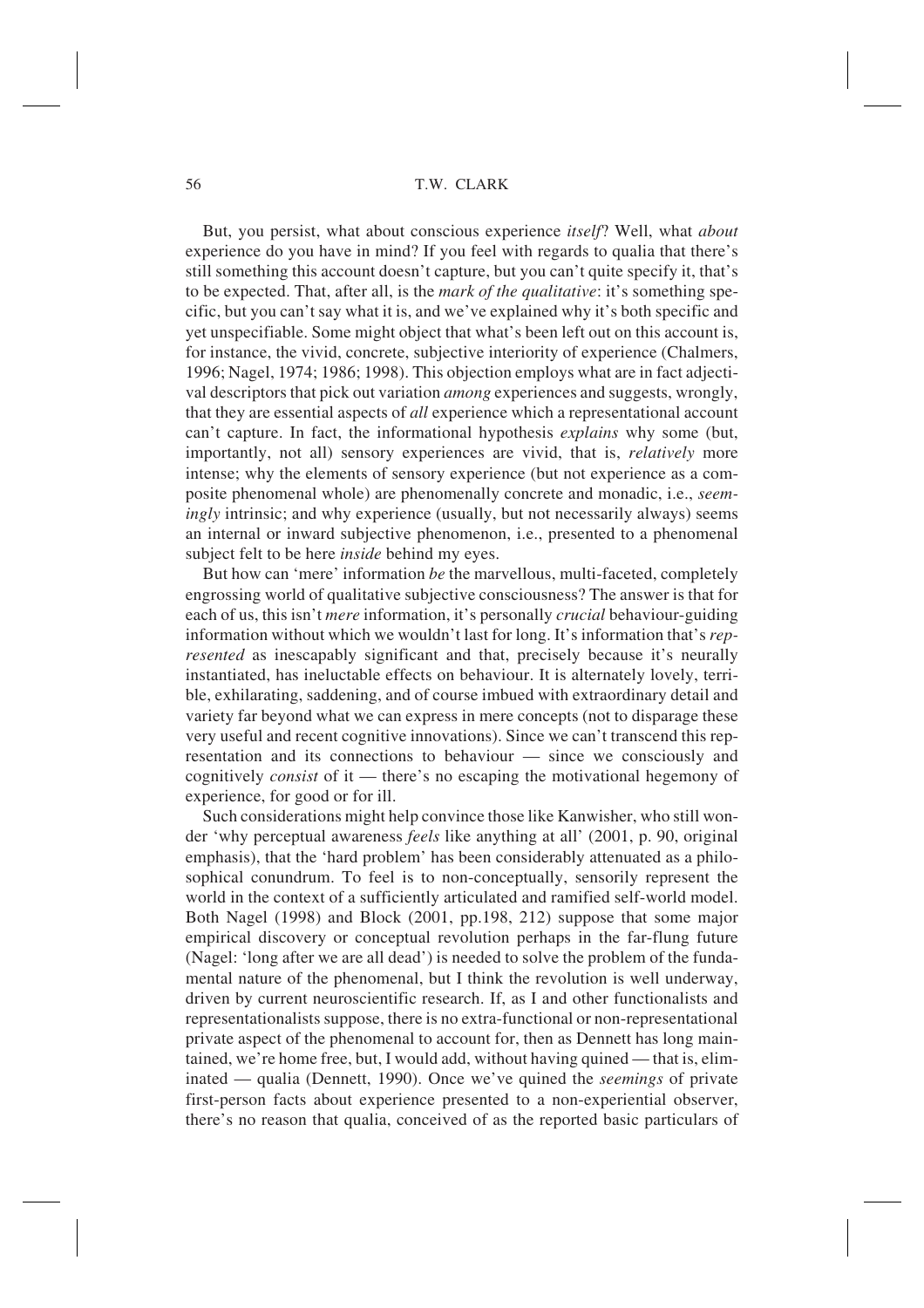But, you persist, what about conscious experience *itself*? Well, what *about* experience do you have in mind? If you feel with regards to qualia that there's still something this account doesn't capture, but you can't quite specify it, that's to be expected. That, after all, is the *mark of the qualitative*: it's something specific, but you can't say what it is, and we've explained why it's both specific and yet unspecifiable. Some might object that what's been left out on this account is, for instance, the vivid, concrete, subjective interiority of experience (Chalmers, 1996; Nagel, 1974; 1986; 1998). This objection employs what are in fact adjectival descriptors that pick out variation *among* experiences and suggests, wrongly, that they are essential aspects of *all* experience which a representational account can't capture. In fact, the informational hypothesis *explains* why some (but, importantly, not all) sensory experiences are vivid, that is, *relatively* more intense; why the elements of sensory experience (but not experience as a composite phenomenal whole) are phenomenally concrete and monadic, i.e., *seemingly* intrinsic; and why experience (usually, but not necessarily always) seems an internal or inward subjective phenomenon, i.e., presented to a phenomenal subject felt to be here *inside* behind my eyes.

But how can 'mere' information *be* the marvellous, multi-faceted, completely engrossing world of qualitative subjective consciousness? The answer is that for each of us, this isn't *mere* information, it's personally *crucial* behaviour-guiding information without which we wouldn't last for long. It's information that's *represented* as inescapably significant and that, precisely because it's neurally instantiated, has ineluctable effects on behaviour. It is alternately lovely, terrible, exhilarating, saddening, and of course imbued with extraordinary detail and variety far beyond what we can express in mere concepts (not to disparage these very useful and recent cognitive innovations). Since we can't transcend this representation and its connections to behaviour — since we consciously and cognitively *consist* of it — there's no escaping the motivational hegemony of experience, for good or for ill.

Such considerations might help convince those like Kanwisher, who still wonder 'why perceptual awareness *feels* like anything at all' (2001, p. 90, original emphasis), that the 'hard problem' has been considerably attenuated as a philosophical conundrum. To feel is to non-conceptually, sensorily represent the world in the context of a sufficiently articulated and ramified self-world model. Both Nagel (1998) and Block (2001, pp.198, 212) suppose that some major empirical discovery or conceptual revolution perhaps in the far-flung future (Nagel: 'long after we are all dead') is needed to solve the problem of the fundamental nature of the phenomenal, but I think the revolution is well underway, driven by current neuroscientific research. If, as I and other functionalists and representationalists suppose, there is no extra-functional or non-representational private aspect of the phenomenal to account for, then as Dennett has long maintained, we're home free, but, I would add, without having quined — that is, eliminated — qualia (Dennett, 1990). Once we've quined the *seemings* of private first-person facts about experience presented to a non-experiential observer, there's no reason that qualia, conceived of as the reported basic particulars of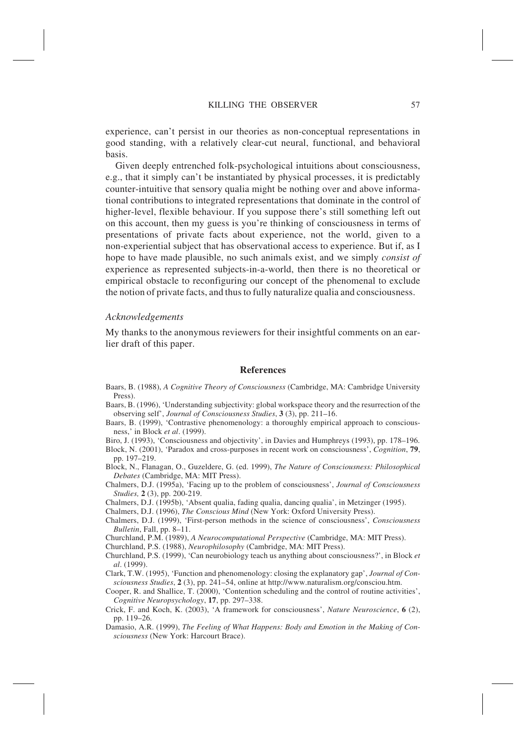experience, can't persist in our theories as non-conceptual representations in good standing, with a relatively clear-cut neural, functional, and behavioral basis.

Given deeply entrenched folk-psychological intuitions about consciousness, e.g., that it simply can't be instantiated by physical processes, it is predictably counter-intuitive that sensory qualia might be nothing over and above informational contributions to integrated representations that dominate in the control of higher-level, flexible behaviour. If you suppose there's still something left out on this account, then my guess is you're thinking of consciousness in terms of presentations of private facts about experience, not the world, given to a non-experiential subject that has observational access to experience. But if, as I hope to have made plausible, no such animals exist, and we simply *consist of* experience as represented subjects-in-a-world, then there is no theoretical or empirical obstacle to reconfiguring our concept of the phenomenal to exclude the notion of private facts, and thus to fully naturalize qualia and consciousness.

### *Acknowledgements*

My thanks to the anonymous reviewers for their insightful comments on an earlier draft of this paper.

## References

Baars, B. (1988), *A Cognitive Theory of Consciousness* (Cambridge, MA: Cambridge University Press).

Baars, B. (1996), 'Understanding subjectivity: global workspace theory and the resurrection of the observing self', *Journal of Consciousness Studies*, **3** (3), pp. 211–16.

Baars, B. (1999), 'Contrastive phenomenology: a thoroughly empirical approach to consciousness,' in Block *et al*. (1999).

Biro, J. (1993), 'Consciousness and objectivity', in Davies and Humphreys (1993), pp. 178–196.

Block, N. (2001), 'Paradox and cross-purposes in recent work on consciousness', *Cognition*, **79**, pp. 197–219.

Block, N., Flanagan, O., Guzeldere, G. (ed. 1999), *The Nature of Consciousness: Philosophical Debates* (Cambridge, MA: MIT Press).

Chalmers, D.J. (1995a), 'Facing up to the problem of consciousness', *Journal of Consciousness Studies,* **2** (3), pp. 200-219.

Chalmers, D.J. (1995b), 'Absent qualia, fading qualia, dancing qualia', in Metzinger (1995).

Chalmers, D.J. (1996), *The Conscious Mind* (New York: Oxford University Press).

Chalmers, D.J. (1999), 'First-person methods in the science of consciousness', *Consciousness Bulletin*, Fall, pp. 8–11.

Churchland, P.M. (1989), *A Neurocomputational Perspective* (Cambridge, MA: MIT Press).

Churchland, P.S. (1988), *Neurophilosophy* (Cambridge, MA: MIT Press).

Churchland, P.S. (1999), 'Can neurobiology teach us anything about consciousness?', in Block *et al*. (1999).

Clark, T.W. (1995), 'Function and phenomenology: closing the explanatory gap', *Journal of Consciousness Studies*, **2** (3), pp. 241–54, online at http://www.naturalism.org/consciou.htm.

Cooper, R. and Shallice, T. (2000), 'Contention scheduling and the control of routine activities', *Cognitive Neuropsychology*, **17**, pp. 297–338.

Crick, F. and Koch, K. (2003), 'A framework for consciousness', *Nature Neuroscience*, **6** (2), pp. 119–26.

Damasio, A.R. (1999), *The Feeling of What Happens: Body and Emotion in the Making of Consciousness* (New York: Harcourt Brace).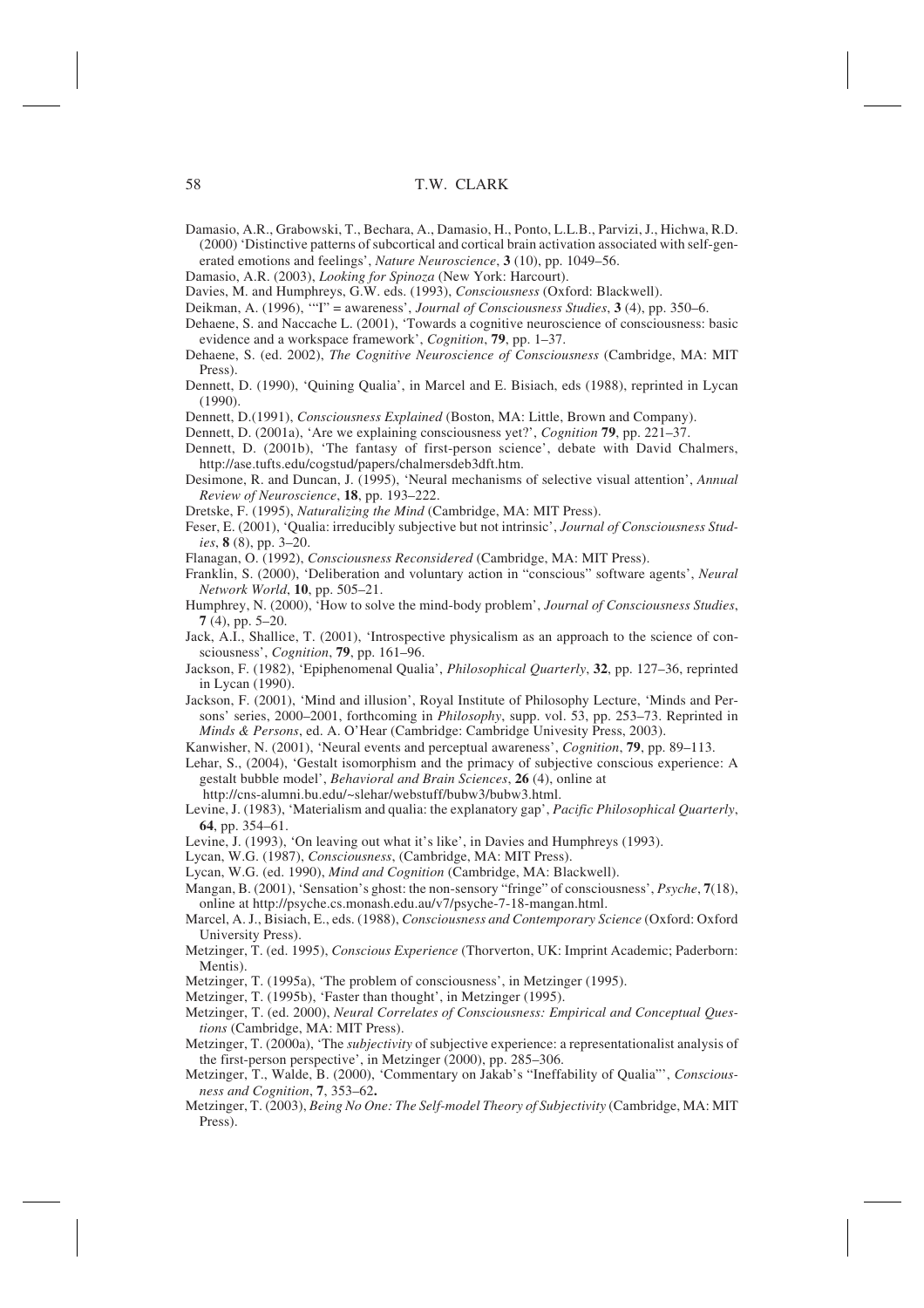Damasio, A.R., Grabowski, T., Bechara, A., Damasio, H., Ponto, L.L.B., Parvizi, J., Hichwa, R.D. (2000) 'Distinctive patterns of subcortical and cortical brain activation associated with self-generated emotions and feelings', *Nature Neuroscience*, **3** (10), pp. 1049–56.

Damasio, A.R. (2003), *Looking for Spinoza* (New York: Harcourt).

Davies, M. and Humphreys, G.W. eds. (1993), *Consciousness* (Oxford: Blackwell).

Deikman, A. (1996), '"I" = awareness', *Journal of Consciousness Studies*, **3** (4), pp. 350–6.

Dehaene, S. and Naccache L. (2001), 'Towards a cognitive neuroscience of consciousness: basic evidence and a workspace framework', *Cognition*, **79**, pp. 1–37.

Dehaene, S. (ed. 2002), *The Cognitive Neuroscience of Consciousness* (Cambridge, MA: MIT Press).

Dennett, D. (1990), 'Quining Qualia', in Marcel and E. Bisiach, eds (1988), reprinted in Lycan (1990).

Dennett, D.(1991), *Consciousness Explained* (Boston, MA: Little, Brown and Company).

Dennett, D. (2001a), 'Are we explaining consciousness yet?', *Cognition* **79**, pp. 221–37.

Dennett, D. (2001b), 'The fantasy of first-person science', debate with David Chalmers, http://ase.tufts.edu/cogstud/papers/chalmersdeb3dft.htm.

Desimone, R. and Duncan, J. (1995), 'Neural mechanisms of selective visual attention', *Annual Review of Neuroscience*, **18**, pp. 193–222.

Dretske, F. (1995), *Naturalizing the Mind* (Cambridge, MA: MIT Press).

Feser, E. (2001), 'Qualia: irreducibly subjective but not intrinsic', *Journal of Consciousness Studies*, **8** (8), pp. 3–20.

Flanagan, O. (1992), *Consciousness Reconsidered* (Cambridge, MA: MIT Press).

Franklin, S. (2000), 'Deliberation and voluntary action in "conscious" software agents', *Neural Network World*, **10**, pp. 505–21.

Humphrey, N. (2000), 'How to solve the mind-body problem', *Journal of Consciousness Studies*, **7** (4), pp. 5–20.

Jack, A.I., Shallice, T. (2001), 'Introspective physicalism as an approach to the science of consciousness', *Cognition*, **79**, pp. 161–96.

Jackson, F. (1982), 'Epiphenomenal Qualia', *Philosophical Quarterly*, **32**, pp. 127–36, reprinted in Lycan (1990).

Jackson, F. (2001), 'Mind and illusion', Royal Institute of Philosophy Lecture, 'Minds and Persons' series, 2000–2001, forthcoming in *Philosophy*, supp. vol. 53, pp. 253–73. Reprinted in *Minds & Persons*, ed. A. O'Hear (Cambridge: Cambridge Univesity Press, 2003).

Kanwisher, N. (2001), 'Neural events and perceptual awareness', *Cognition*, **79**, pp. 89–113.

Lehar, S., (2004), 'Gestalt isomorphism and the primacy of subjective conscious experience: A gestalt bubble model', *Behavioral and Brain Sciences*, **26** (4), online at http://cns-alumni.bu.edu/~slehar/webstuff/bubw3/bubw3.html.

Levine, J. (1983), 'Materialism and qualia: the explanatory gap', *Pacific Philosophical Quarterly*, **64**, pp. 354–61.

Levine, J. (1993), 'On leaving out what it's like', in Davies and Humphreys (1993).

Lycan, W.G. (1987), *Consciousness*, (Cambridge, MA: MIT Press).

Lycan, W.G. (ed. 1990), *Mind and Cognition* (Cambridge, MA: Blackwell).

Mangan, B. (2001), 'Sensation's ghost: the non-sensory "fringe" of consciousness', *Psyche*, **7**(18), online at http://psyche.cs.monash.edu.au/v7/psyche-7-18-mangan.html.

Marcel, A. J., Bisiach, E., eds. (1988), *Consciousness and Contemporary Science* (Oxford: Oxford University Press).

Metzinger, T. (ed. 1995), *Conscious Experience* (Thorverton, UK: Imprint Academic; Paderborn: Mentis).

Metzinger, T. (1995a), 'The problem of consciousness', in Metzinger (1995).

Metzinger, T. (1995b), 'Faster than thought', in Metzinger (1995).

Metzinger, T. (ed. 2000), *Neural Correlates of Consciousness: Empirical and Conceptual Questions* (Cambridge, MA: MIT Press).

Metzinger, T. (2000a), 'The *subjectivity* of subjective experience: a representationalist analysis of the first-person perspective', in Metzinger (2000), pp. 285–306.

Metzinger, T., Walde, B. (2000), 'Commentary on Jakab's "Ineffability of Qualia"', *Consciousness and Cognition*, **7**, 353–62**.**

Metzinger, T. (2003), *Being No One: The Self-model Theory of Subjectivity* (Cambridge, MA: MIT Press).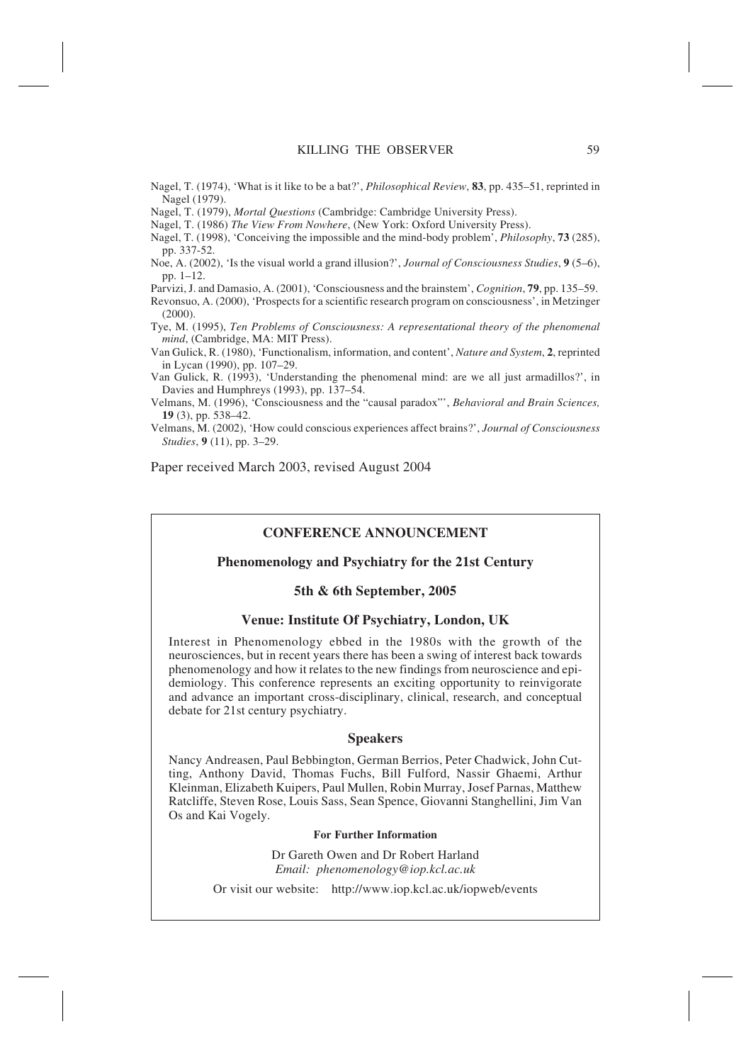Nagel, T. (1974), 'What is it like to be a bat?', *Philosophical Review*, **83**, pp. 435–51, reprinted in Nagel (1979).

Nagel, T. (1979), *Mortal Questions* (Cambridge: Cambridge University Press).

Nagel, T. (1986) *The View From Nowhere*, (New York: Oxford University Press).

Nagel, T. (1998), 'Conceiving the impossible and the mind-body problem', *Philosophy*, **73** (285), pp. 337-52.

Noe, A. (2002), 'Is the visual world a grand illusion?', *Journal of Consciousness Studies*, **9** (5–6), pp. 1–12.

Parvizi, J. and Damasio, A. (2001), 'Consciousness and the brainstem', *Cognition*, **79**, pp. 135–59.

Revonsuo, A. (2000), 'Prospects for a scientific research program on consciousness', in Metzinger (2000).

Tye, M. (1995), *Ten Problems of Consciousness: A representational theory of the phenomenal mind*, (Cambridge, MA: MIT Press).

Van Gulick, R. (1980), 'Functionalism, information, and content', *Nature and System*, **2**, reprinted in Lycan (1990), pp. 107–29.

Van Gulick, R. (1993), 'Understanding the phenomenal mind: are we all just armadillos?', in Davies and Humphreys (1993), pp. 137–54.

Velmans, M. (1996), 'Consciousness and the "causal paradox"', *Behavioral and Brain Sciences,* **19** (3), pp. 538–42.

Velmans, M. (2002), 'How could conscious experiences affect brains?', *Journal of Consciousness Studies*, **9** (11), pp. 3–29.

Paper received March 2003, revised August 2004

## CONFERENCE ANNOUNCEMENT

### Phenomenology and Psychiatry for the 21st Century

**5th & 6th September, 2005**

**Venue: Institute Of Psychiatry, London, UK**

Interest in Phenomenology ebbed in the 1980s with the growth of the neurosciences, but in recent years there has been a swing of interest back towards phenomenology and how it relates to the new findings from neuroscience and epidemiology. This conference represents an exciting opportunity to reinvigorate and advance an important cross-disciplinary, clinical, research, and conceptual debate for 21st century psychiatry.

### Speakers

Nancy Andreasen, Paul Bebbington, German Berrios, Peter Chadwick, John Cutting, Anthony David, Thomas Fuchs, Bill Fulford, Nassir Ghaemi, Arthur Kleinman, Elizabeth Kuipers, Paul Mullen, Robin Murray, Josef Parnas, Matthew Ratcliffe, Steven Rose, Louis Sass, Sean Spence, Giovanni Stanghellini, Jim Van Os and Kai Vogely.

**For Further Information**

Dr Gareth Owen and Dr Robert Harland
*Email: phenomenology@iop.kcl.ac.uk*

Or visit our website: http://www.iop.kcl.ac.uk/iopweb/events